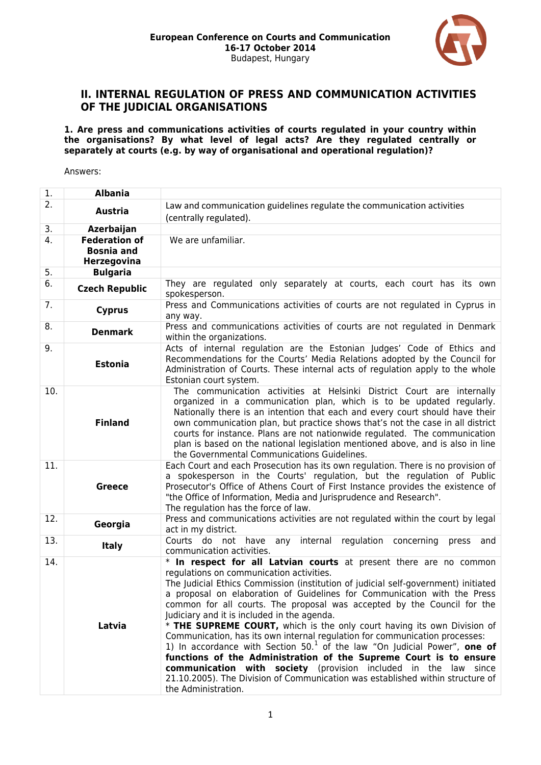## II. INTERNAL REGULATION OF PRESS AND COMMUNICATION ACTIVITIES OF THE JUDICIAL ORGANISATIONS

**1. Are press and communications activities of courts regulated in your country within the organisations? By what level of legal acts? Are they regulated centrally or separately at courts (e.g. by way of organisational and operational regulation)?**

Answers:

| | | |
|---|---|---|
| 1. | **Albania** | |
| 2. | **Austria** | Law and communication guidelines regulate the communication activities (centrally regulated). |
| 3. | **Azerbaijan** | |
| 4. | **Federation of Bosnia and Herzegovina** | We are unfamiliar. |
| 5. | **Bulgaria** | |
| 6. | **Czech Republic** | They are regulated only separately at courts, each court has its own spokesperson. |
| 7. | **Cyprus** | Press and Communications activities of courts are not regulated in Cyprus in any way. |
| 8. | **Denmark** | Press and communications activities of courts are not regulated in Denmark within the organizations. |
| 9. | **Estonia** | Acts of internal regulation are the Estonian Judges' Code of Ethics and Recommendations for the Courts' Media Relations adopted by the Council for Administration of Courts. These internal acts of regulation apply to the whole Estonian court system. |
| 10. | **Finland** | The communication activities at Helsinki District Court are internally organized in a communication plan, which is to be updated regularly. Nationally there is an intention that each and every court should have their own communication plan, but practice shows that's not the case in all district courts for instance. Plans are not nationwide regulated. The communication plan is based on the national legislation mentioned above, and is also in line the Governmental Communications Guidelines. |
| 11. | **Greece** | Each Court and each Prosecution has its own regulation. There is no provision of a spokesperson in the Courts' regulation, but the regulation of Public Prosecutor's Office of Athens Court of First Instance provides the existence of "the Office of Information, Media and Jurisprudence and Research". The regulation has the force of law. |
| 12. | **Georgia** | Press and communications activities are not regulated within the court by legal act in my district. |
| 13. | **Italy** | Courts do not have any internal regulation concerning press and communication activities. |
| 14. | **Latvia** | * **In respect for all Latvian courts** at present there are no common regulations on communication activities. The Judicial Ethics Commission (institution of judicial self-government) initiated a proposal on elaboration of Guidelines for Communication with the Press common for all courts. The proposal was accepted by the Council for the Judiciary and it is included in the agenda. * **THE SUPREME COURT,** which is the only court having its own Division of Communication, has its own internal regulation for communication processes: 1) In accordance with Section 50.[1] of the law "On Judicial Power", **one of functions of the Administration of the Supreme Court is to ensure communication with society** (provision included in the law since 21.10.2005). The Division of Communication was established within structure of the Administration. |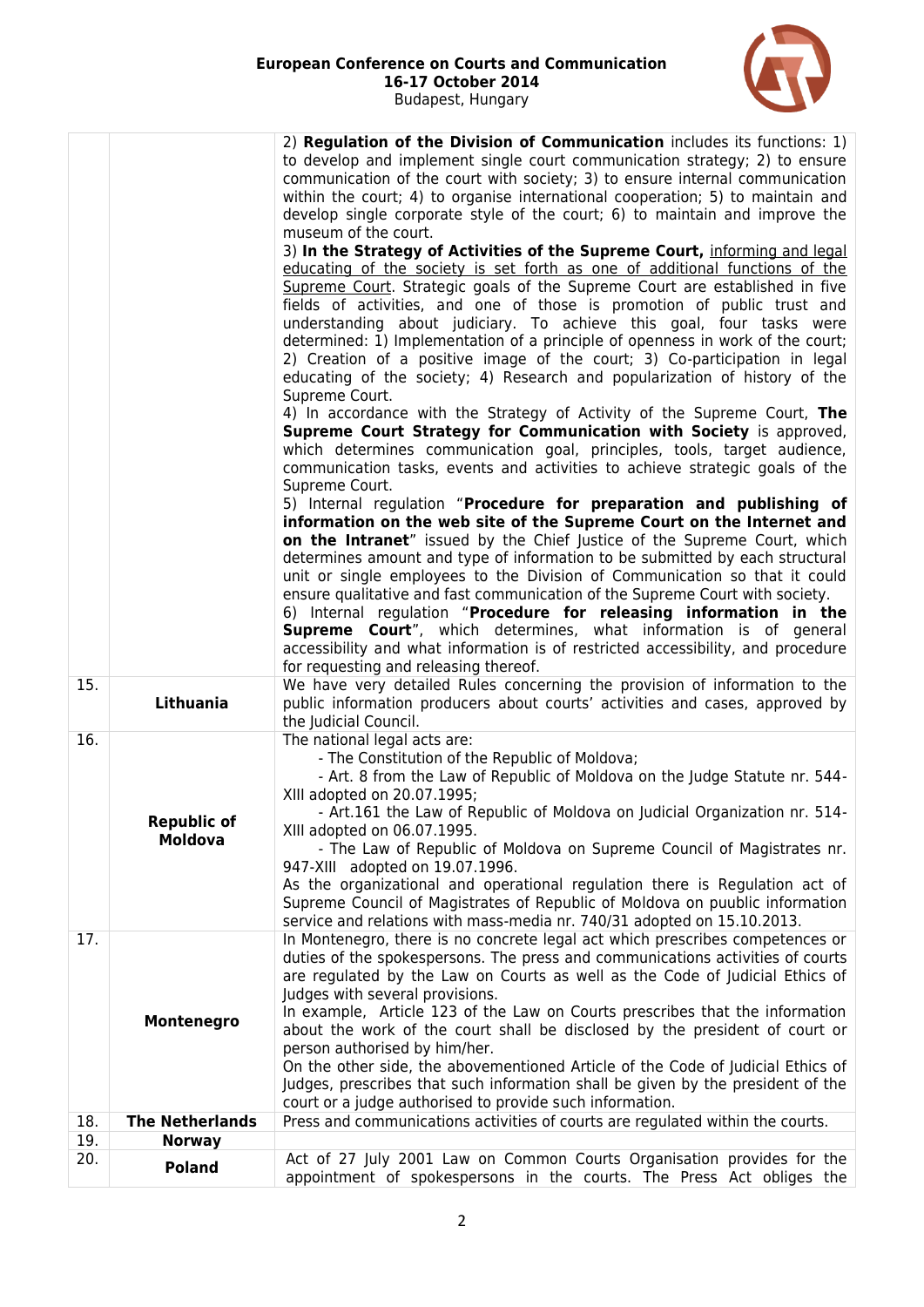| | | |
|---|---|---|
| | | 2) **Regulation of the Division of Communication** includes its functions: 1) to develop and implement single court communication strategy; 2) to ensure communication of the court with society; 3) to ensure internal communication within the court; 4) to organise international cooperation; 5) to maintain and develop single corporate style of the court; 6) to maintain and improve the museum of the court.<br>3) **In the Strategy of Activities of the Supreme Court,** informing and legal educating of the society is set forth as one of additional functions of the Supreme Court. Strategic goals of the Supreme Court are established in five fields of activities, and one of those is promotion of public trust and understanding about judiciary. To achieve this goal, four tasks were determined: 1) Implementation of a principle of openness in work of the court; 2) Creation of a positive image of the court; 3) Co-participation in legal educating of the society; 4) Research and popularization of history of the Supreme Court.<br>4) In accordance with the Strategy of Activity of the Supreme Court, **The Supreme Court Strategy for Communication with Society** is approved, which determines communication goal, principles, tools, target audience, communication tasks, events and activities to achieve strategic goals of the Supreme Court.<br>5) Internal regulation "**Procedure for preparation and publishing of information on the web site of the Supreme Court on the Internet and on the Intranet**" issued by the Chief Justice of the Supreme Court, which determines amount and type of information to be submitted by each structural unit or single employees to the Division of Communication so that it could ensure qualitative and fast communication of the Supreme Court with society.<br>6) Internal regulation "**Procedure for releasing information in the Supreme Court**", which determines, what information is of general accessibility and what information is of restricted accessibility, and procedure for requesting and releasing thereof. |
| 15. | **Lithuania** | We have very detailed Rules concerning the provision of information to the public information producers about courts' activities and cases, approved by the Judicial Council. |
| 16. | **Republic of Moldova** | The national legal acts are:<br>- The Constitution of the Republic of Moldova;<br>- Art. 8 from the Law of Republic of Moldova on the Judge Statute nr. 544-XIII adopted on 20.07.1995;<br>- Art.161 the Law of Republic of Moldova on Judicial Organization nr. 514-XIII adopted on 06.07.1995.<br>- The Law of Republic of Moldova on Supreme Council of Magistrates nr. 947-XIII adopted on 19.07.1996.<br>As the organizational and operational regulation there is Regulation act of Supreme Council of Magistrates of Republic of Moldova on puublic information service and relations with mass-media nr. 740/31 adopted on 15.10.2013. |
| 17. | **Montenegro** | In Montenegro, there is no concrete legal act which prescribes competences or duties of the spokespersons. The press and communications activities of courts are regulated by the Law on Courts as well as the Code of Judicial Ethics of Judges with several provisions.<br>In example, Article 123 of the Law on Courts prescribes that the information about the work of the court shall be disclosed by the president of court or person authorised by him/her.<br>On the other side, the abovementioned Article of the Code of Judicial Ethics of Judges, prescribes that such information shall be given by the president of the court or a judge authorised to provide such information. |
| 18. | **The Netherlands** | Press and communications activities of courts are regulated within the courts. |
| 19. | **Norway** | |
| 20. | **Poland** | Act of 27 July 2001 Law on Common Courts Organisation provides for the appointment of spokespersons in the courts. The Press Act obliges the |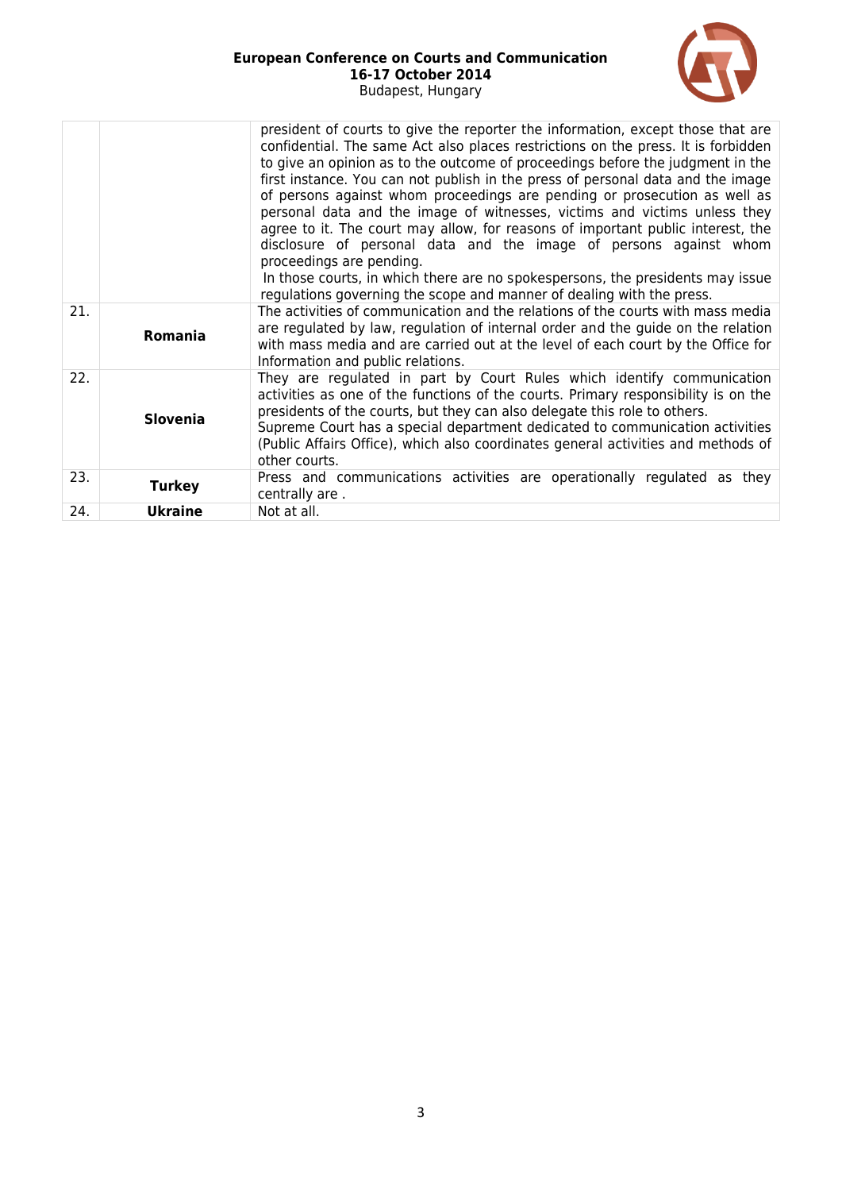|  |  |  |
|---|---|---|
|  |  | president of courts to give the reporter the information, except those that are confidential. The same Act also places restrictions on the press. It is forbidden to give an opinion as to the outcome of proceedings before the judgment in the first instance. You can not publish in the press of personal data and the image of persons against whom proceedings are pending or prosecution as well as personal data and the image of witnesses, victims and victims unless they agree to it. The court may allow, for reasons of important public interest, the disclosure of personal data and the image of persons against whom proceedings are pending.<br>In those courts, in which there are no spokespersons, the presidents may issue regulations governing the scope and manner of dealing with the press. |
| 21. | **Romania** | The activities of communication and the relations of the courts with mass media are regulated by law, regulation of internal order and the guide on the relation with mass media and are carried out at the level of each court by the Office for Information and public relations. |
| 22. | **Slovenia** | They are regulated in part by Court Rules which identify communication activities as one of the functions of the courts. Primary responsibility is on the presidents of the courts, but they can also delegate this role to others.<br>Supreme Court has a special department dedicated to communication activities (Public Affairs Office), which also coordinates general activities and methods of other courts. |
| 23. | **Turkey** | Press and communications activities are operationally regulated as they centrally are . |
| 24. | **Ukraine** | Not at all. |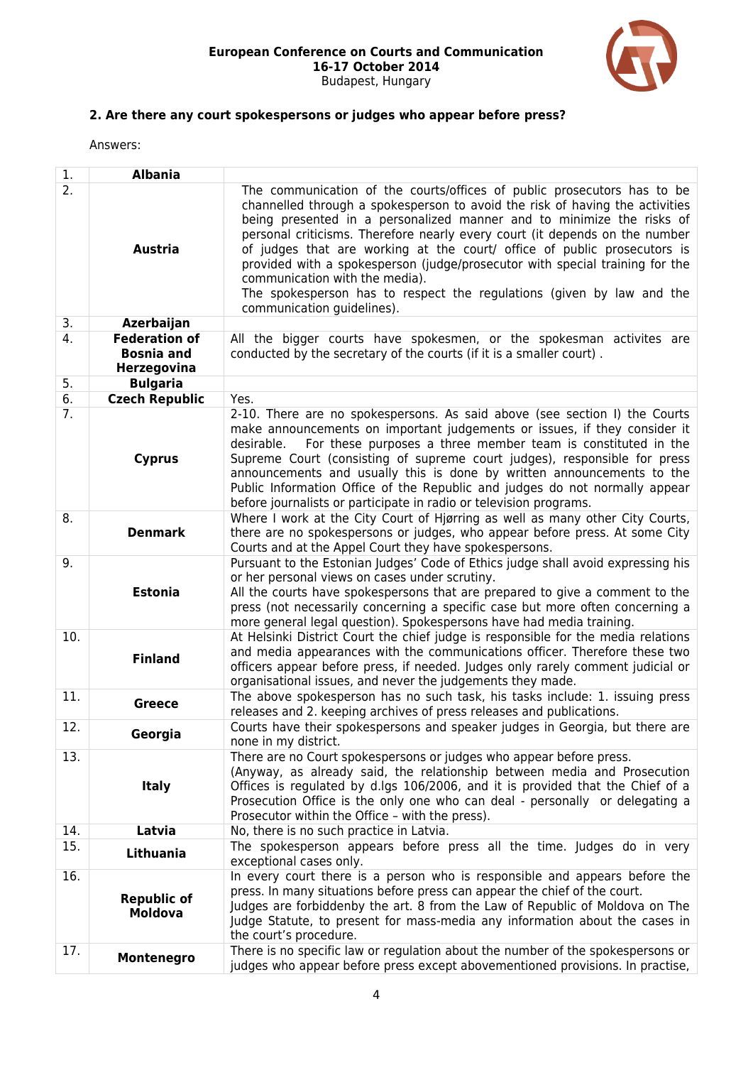## 2. Are there any court spokespersons or judges who appear before press?

Answers:

| | | |
|---|---|---|
| 1. | **Albania** | |
| 2. | **Austria** | The communication of the courts/offices of public prosecutors has to be channelled through a spokesperson to avoid the risk of having the activities being presented in a personalized manner and to minimize the risks of personal criticisms. Therefore nearly every court (it depends on the number of judges that are working at the court/ office of public prosecutors is provided with a spokesperson (judge/prosecutor with special training for the communication with the media).<br>The spokesperson has to respect the regulations (given by law and the communication guidelines). |
| 3. | **Azerbaijan** | |
| 4. | **Federation of Bosnia and Herzegovina** | All the bigger courts have spokesmen, or the spokesman activites are conducted by the secretary of the courts (if it is a smaller court) . |
| 5. | **Bulgaria** | |
| 6. | **Czech Republic** | Yes. |
| 7. | **Cyprus** | 2-10. There are no spokespersons. As said above (see section I) the Courts make announcements on important judgements or issues, if they consider it desirable. For these purposes a three member team is constituted in the Supreme Court (consisting of supreme court judges), responsible for press announcements and usually this is done by written announcements to the Public Information Office of the Republic and judges do not normally appear before journalists or participate in radio or television programs. |
| 8. | **Denmark** | Where I work at the City Court of Hjørring as well as many other City Courts, there are no spokespersons or judges, who appear before press. At some City Courts and at the Appel Court they have spokespersons. |
| 9. | **Estonia** | Pursuant to the Estonian Judges' Code of Ethics judge shall avoid expressing his or her personal views on cases under scrutiny.<br>All the courts have spokespersons that are prepared to give a comment to the press (not necessarily concerning a specific case but more often concerning a more general legal question). Spokespersons have had media training. |
| 10. | **Finland** | At Helsinki District Court the chief judge is responsible for the media relations and media appearances with the communications officer. Therefore these two officers appear before press, if needed. Judges only rarely comment judicial or organisational issues, and never the judgements they made. |
| 11. | **Greece** | The above spokesperson has no such task, his tasks include: 1. issuing press releases and 2. keeping archives of press releases and publications. |
| 12. | **Georgia** | Courts have their spokespersons and speaker judges in Georgia, but there are none in my district. |
| 13. | **Italy** | There are no Court spokespersons or judges who appear before press.<br>(Anyway, as already said, the relationship between media and Prosecution Offices is regulated by d.lgs 106/2006, and it is provided that the Chief of a Prosecution Office is the only one who can deal - personally or delegating a Prosecutor within the Office – with the press). |
| 14. | **Latvia** | No, there is no such practice in Latvia. |
| 15. | **Lithuania** | The spokesperson appears before press all the time. Judges do in very exceptional cases only. |
| 16. | **Republic of Moldova** | In every court there is a person who is responsible and appears before the press. In many situations before press can appear the chief of the court.<br>Judges are forbiddenby the art. 8 from the Law of Republic of Moldova on The Judge Statute, to present for mass-media any information about the cases in the court's procedure. |
| 17. | **Montenegro** | There is no specific law or regulation about the number of the spokespersons or judges who appear before press except abovementioned provisions. In practise, |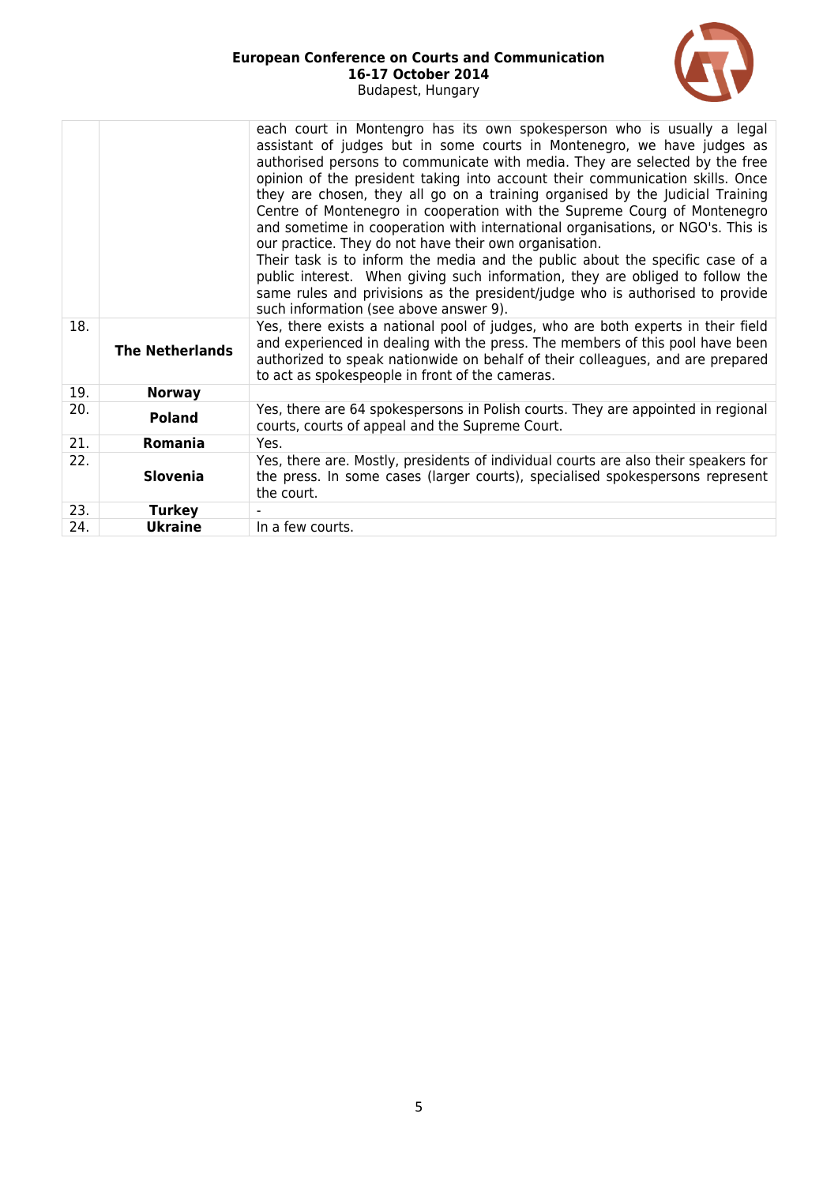| | | |
|---|---|---|
| | | each court in Montengro has its own spokesperson who is usually a legal assistant of judges but in some courts in Montenegro, we have judges as authorised persons to communicate with media. They are selected by the free opinion of the president taking into account their communication skills. Once they are chosen, they all go on a training organised by the Judicial Training Centre of Montenegro in cooperation with the Supreme Courg of Montenegro and sometime in cooperation with international organisations, or NGO's. This is our practice. They do not have their own organisation.<br>Their task is to inform the media and the public about the specific case of a public interest. When giving such information, they are obliged to follow the same rules and privisions as the president/judge who is authorised to provide such information (see above answer 9). |
| 18. | **The Netherlands** | Yes, there exists a national pool of judges, who are both experts in their field and experienced in dealing with the press. The members of this pool have been authorized to speak nationwide on behalf of their colleagues, and are prepared to act as spokespeople in front of the cameras. |
| 19. | **Norway** | |
| 20. | **Poland** | Yes, there are 64 spokespersons in Polish courts. They are appointed in regional courts, courts of appeal and the Supreme Court. |
| 21. | **Romania** | Yes. |
| 22. | **Slovenia** | Yes, there are. Mostly, presidents of individual courts are also their speakers for the press. In some cases (larger courts), specialised spokespersons represent the court. |
| 23. | **Turkey** | - |
| 24. | **Ukraine** | In a few courts. |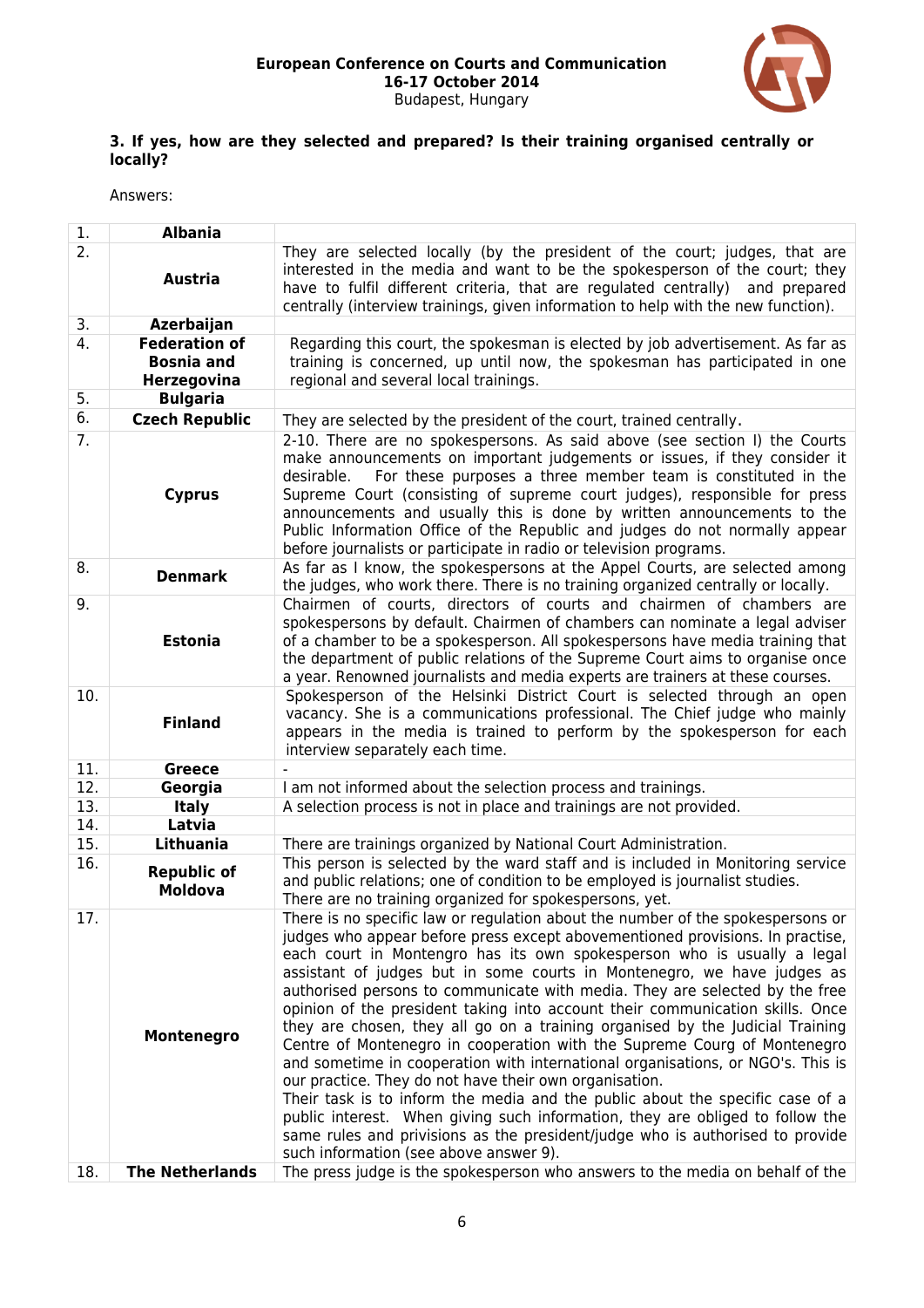**3. If yes, how are they selected and prepared? Is their training organised centrally or locally?**

Answers:

| | | |
|---|---|---|
| 1. | **Albania** | |
| 2. | **Austria** | They are selected locally (by the president of the court; judges, that are interested in the media and want to be the spokesperson of the court; they have to fulfil different criteria, that are regulated centrally) and prepared centrally (interview trainings, given information to help with the new function). |
| 3. | **Azerbaijan** | |
| 4. | **Federation of Bosnia and Herzegovina** | Regarding this court, the spokesman is elected by job advertisement. As far as training is concerned, up until now, the spokesman has participated in one regional and several local trainings. |
| 5. | **Bulgaria** | |
| 6. | **Czech Republic** | They are selected by the president of the court, trained centrally. |
| 7. | **Cyprus** | 2-10. There are no spokespersons. As said above (see section I) the Courts make announcements on important judgements or issues, if they consider it desirable. For these purposes a three member team is constituted in the Supreme Court (consisting of supreme court judges), responsible for press announcements and usually this is done by written announcements to the Public Information Office of the Republic and judges do not normally appear before journalists or participate in radio or television programs. |
| 8. | **Denmark** | As far as I know, the spokespersons at the Appel Courts, are selected among the judges, who work there. There is no training organized centrally or locally. |
| 9. | **Estonia** | Chairmen of courts, directors of courts and chairmen of chambers are spokespersons by default. Chairmen of chambers can nominate a legal adviser of a chamber to be a spokesperson. All spokespersons have media training that the department of public relations of the Supreme Court aims to organise once a year. Renowned journalists and media experts are trainers at these courses. |
| 10. | **Finland** | Spokesperson of the Helsinki District Court is selected through an open vacancy. She is a communications professional. The Chief judge who mainly appears in the media is trained to perform by the spokesperson for each interview separately each time. |
| 11. | **Greece** | - |
| 12. | **Georgia** | I am not informed about the selection process and trainings. |
| 13. | **Italy** | A selection process is not in place and trainings are not provided. |
| 14. | **Latvia** | |
| 15. | **Lithuania** | There are trainings organized by National Court Administration. |
| 16. | **Republic of Moldova** | This person is selected by the ward staff and is included in Monitoring service and public relations; one of condition to be employed is journalist studies.<br>There are no training organized for spokespersons, yet. |
| 17. | **Montenegro** | There is no specific law or regulation about the number of the spokespersons or judges who appear before press except abovementioned provisions. In practise, each court in Montengro has its own spokesperson who is usually a legal assistant of judges but in some courts in Montenegro, we have judges as authorised persons to communicate with media. They are selected by the free opinion of the president taking into account their communication skills. Once they are chosen, they all go on a training organised by the Judicial Training Centre of Montenegro in cooperation with the Supreme Courg of Montenegro and sometime in cooperation with international organisations, or NGO's. This is our practice. They do not have their own organisation.<br>Their task is to inform the media and the public about the specific case of a public interest. When giving such information, they are obliged to follow the same rules and privisions as the president/judge who is authorised to provide such information (see above answer 9). |
| 18. | **The Netherlands** | The press judge is the spokesperson who answers to the media on behalf of the |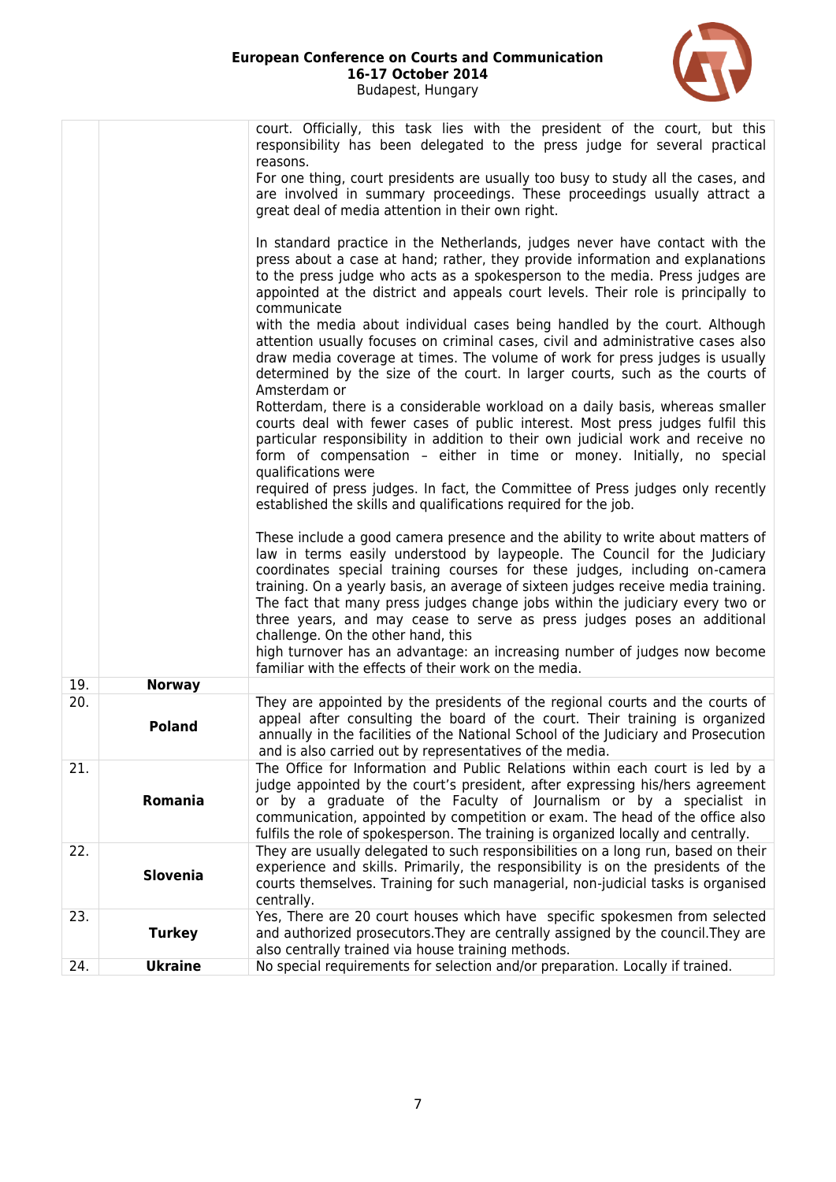| | | |
|---|---|---|
| | | court. Officially, this task lies with the president of the court, but this responsibility has been delegated to the press judge for several practical reasons.<br>For one thing, court presidents are usually too busy to study all the cases, and are involved in summary proceedings. These proceedings usually attract a great deal of media attention in their own right.<br><br>In standard practice in the Netherlands, judges never have contact with the press about a case at hand; rather, they provide information and explanations to the press judge who acts as a spokesperson to the media. Press judges are appointed at the district and appeals court levels. Their role is principally to communicate<br>with the media about individual cases being handled by the court. Although attention usually focuses on criminal cases, civil and administrative cases also draw media coverage at times. The volume of work for press judges is usually determined by the size of the court. In larger courts, such as the courts of Amsterdam or<br>Rotterdam, there is a considerable workload on a daily basis, whereas smaller courts deal with fewer cases of public interest. Most press judges fulfil this particular responsibility in addition to their own judicial work and receive no form of compensation – either in time or money. Initially, no special qualifications were<br>required of press judges. In fact, the Committee of Press judges only recently established the skills and qualifications required for the job.<br><br>These include a good camera presence and the ability to write about matters of law in terms easily understood by laypeople. The Council for the Judiciary coordinates special training courses for these judges, including on-camera training. On a yearly basis, an average of sixteen judges receive media training. The fact that many press judges change jobs within the judiciary every two or three years, and may cease to serve as press judges poses an additional challenge. On the other hand, this<br>high turnover has an advantage: an increasing number of judges now become familiar with the effects of their work on the media. |
| 19. | **Norway** | |
| 20. | **Poland** | They are appointed by the presidents of the regional courts and the courts of appeal after consulting the board of the court. Their training is organized annually in the facilities of the National School of the Judiciary and Prosecution and is also carried out by representatives of the media. |
| 21. | **Romania** | The Office for Information and Public Relations within each court is led by a judge appointed by the court's president, after expressing his/hers agreement or by a graduate of the Faculty of Journalism or by a specialist in communication, appointed by competition or exam. The head of the office also fulfils the role of spokesperson. The training is organized locally and centrally. |
| 22. | **Slovenia** | They are usually delegated to such responsibilities on a long run, based on their experience and skills. Primarily, the responsibility is on the presidents of the courts themselves. Training for such managerial, non-judicial tasks is organised centrally. |
| 23. | **Turkey** | Yes, There are 20 court houses which have specific spokesmen from selected and authorized prosecutors.They are centrally assigned by the council.They are also centrally trained via house training methods. |
| 24. | **Ukraine** | No special requirements for selection and/or preparation. Locally if trained. |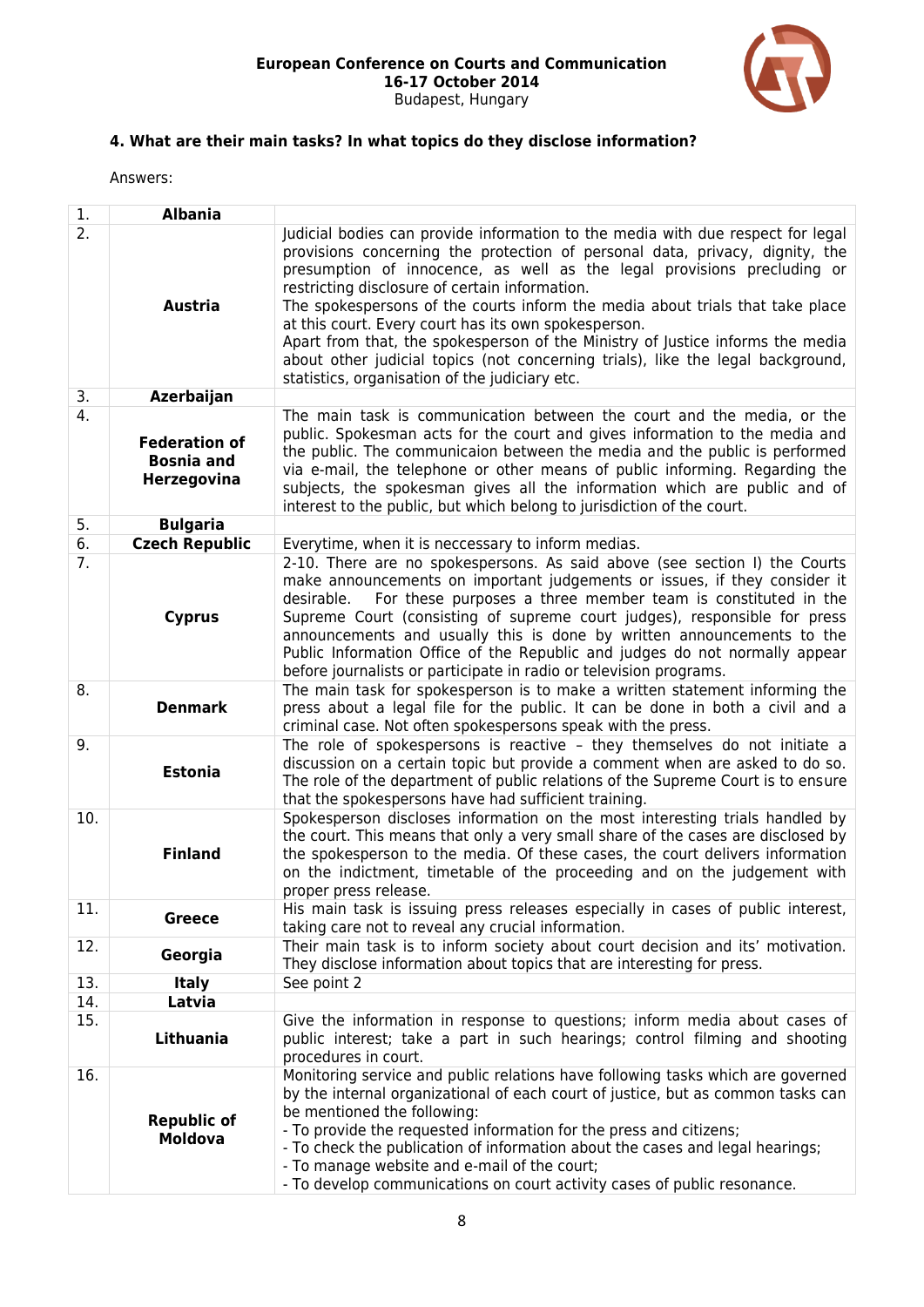### 4. What are their main tasks? In what topics do they disclose information?

Answers:

| | | |
|---|---|---|
| 1. | **Albania** | |
| 2. | **Austria** | Judicial bodies can provide information to the media with due respect for legal provisions concerning the protection of personal data, privacy, dignity, the presumption of innocence, as well as the legal provisions precluding or restricting disclosure of certain information.<br>The spokespersons of the courts inform the media about trials that take place at this court. Every court has its own spokesperson.<br>Apart from that, the spokesperson of the Ministry of Justice informs the media about other judicial topics (not concerning trials), like the legal background, statistics, organisation of the judiciary etc. |
| 3. | **Azerbaijan** | |
| 4. | **Federation of Bosnia and Herzegovina** | The main task is communication between the court and the media, or the public. Spokesman acts for the court and gives information to the media and the public. The communicaion between the media and the public is performed via e-mail, the telephone or other means of public informing. Regarding the subjects, the spokesman gives all the information which are public and of interest to the public, but which belong to jurisdiction of the court. |
| 5. | **Bulgaria** | |
| 6. | **Czech Republic** | Everytime, when it is neccessary to inform medias. |
| 7. | **Cyprus** | 2-10. There are no spokespersons. As said above (see section I) the Courts make announcements on important judgements or issues, if they consider it desirable. For these purposes a three member team is constituted in the Supreme Court (consisting of supreme court judges), responsible for press announcements and usually this is done by written announcements to the Public Information Office of the Republic and judges do not normally appear before journalists or participate in radio or television programs. |
| 8. | **Denmark** | The main task for spokesperson is to make a written statement informing the press about a legal file for the public. It can be done in both a civil and a criminal case. Not often spokespersons speak with the press. |
| 9. | **Estonia** | The role of spokespersons is reactive – they themselves do not initiate a discussion on a certain topic but provide a comment when are asked to do so. The role of the department of public relations of the Supreme Court is to ensure that the spokespersons have had sufficient training. |
| 10. | **Finland** | Spokesperson discloses information on the most interesting trials handled by the court. This means that only a very small share of the cases are disclosed by the spokesperson to the media. Of these cases, the court delivers information on the indictment, timetable of the proceeding and on the judgement with proper press release. |
| 11. | **Greece** | His main task is issuing press releases especially in cases of public interest, taking care not to reveal any crucial information. |
| 12. | **Georgia** | Their main task is to inform society about court decision and its' motivation. They disclose information about topics that are interesting for press. |
| 13. | **Italy** | See point 2 |
| 14. | **Latvia** | |
| 15. | **Lithuania** | Give the information in response to questions; inform media about cases of public interest; take a part in such hearings; control filming and shooting procedures in court. |
| 16. | **Republic of Moldova** | Monitoring service and public relations have following tasks which are governed by the internal organizational of each court of justice, but as common tasks can be mentioned the following:<br>- To provide the requested information for the press and citizens;<br>- To check the publication of information about the cases and legal hearings;<br>- To manage website and e-mail of the court;<br>- To develop communications on court activity cases of public resonance. |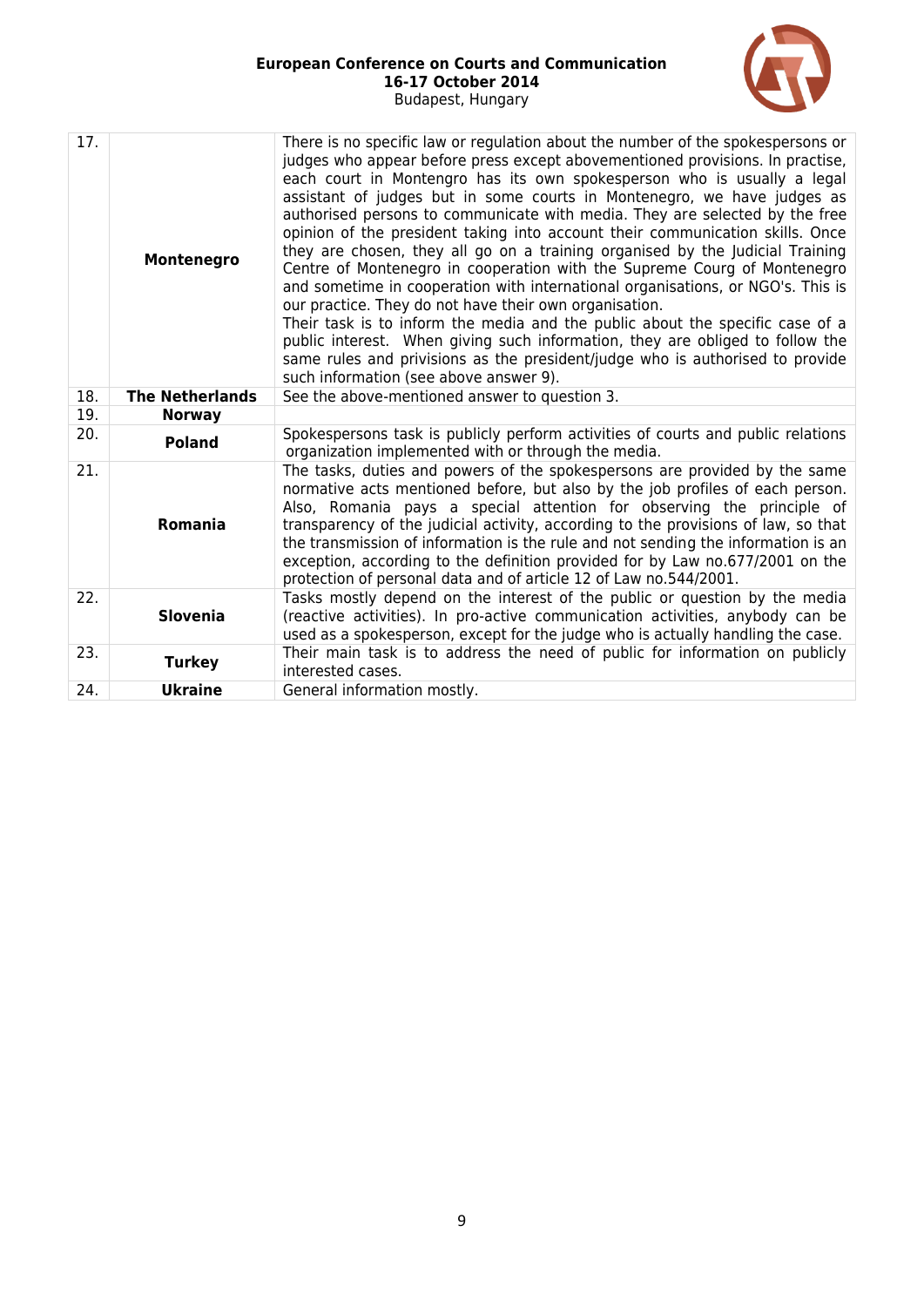| 17. | **Montenegro** | There is no specific law or regulation about the number of the spokespersons or judges who appear before press except abovementioned provisions. In practise, each court in Montengro has its own spokesperson who is usually a legal assistant of judges but in some courts in Montenegro, we have judges as authorised persons to communicate with media. They are selected by the free opinion of the president taking into account their communication skills. Once they are chosen, they all go on a training organised by the Judicial Training Centre of Montenegro in cooperation with the Supreme Courg of Montenegro and sometime in cooperation with international organisations, or NGO's. This is our practice. They do not have their own organisation.<br>Their task is to inform the media and the public about the specific case of a public interest. When giving such information, they are obliged to follow the same rules and privisions as the president/judge who is authorised to provide such information (see above answer 9). |
|---|---|---|
| 18. | **The Netherlands** | See the above-mentioned answer to question 3. |
| 19. | **Norway** | |
| 20. | **Poland** | Spokespersons task is publicly perform activities of courts and public relations organization implemented with or through the media. |
| 21. | **Romania** | The tasks, duties and powers of the spokespersons are provided by the same normative acts mentioned before, but also by the job profiles of each person. Also, Romania pays a special attention for observing the principle of transparency of the judicial activity, according to the provisions of law, so that the transmission of information is the rule and not sending the information is an exception, according to the definition provided for by Law no.677/2001 on the protection of personal data and of article 12 of Law no.544/2001. |
| 22. | **Slovenia** | Tasks mostly depend on the interest of the public or question by the media (reactive activities). In pro-active communication activities, anybody can be used as a spokesperson, except for the judge who is actually handling the case. |
| 23. | **Turkey** | Their main task is to address the need of public for information on publicly interested cases. |
| 24. | **Ukraine** | General information mostly. |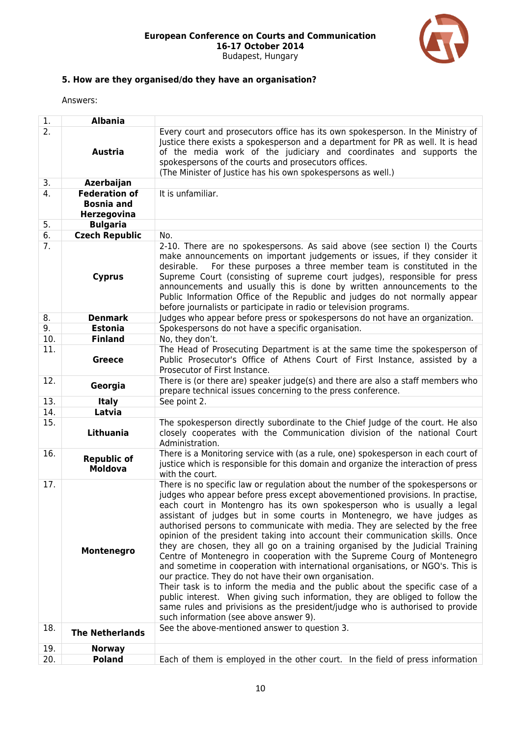## 5. How are they organised/do they have an organisation?

Answers:

| | | |
|---|---|---|
| 1. | **Albania** | |
| 2. | **Austria** | Every court and prosecutors office has its own spokesperson. In the Ministry of Justice there exists a spokesperson and a department for PR as well. It is head of the media work of the judiciary and coordinates and supports the spokespersons of the courts and prosecutors offices. (The Minister of Justice has his own spokespersons as well.) |
| 3. | **Azerbaijan** | |
| 4. | **Federation of Bosnia and Herzegovina** | It is unfamiliar. |
| 5. | **Bulgaria** | |
| 6. | **Czech Republic** | No. |
| 7. | **Cyprus** | 2-10. There are no spokespersons. As said above (see section I) the Courts make announcements on important judgements or issues, if they consider it desirable. For these purposes a three member team is constituted in the Supreme Court (consisting of supreme court judges), responsible for press announcements and usually this is done by written announcements to the Public Information Office of the Republic and judges do not normally appear before journalists or participate in radio or television programs. |
| 8. | **Denmark** | Judges who appear before press or spokespersons do not have an organization. |
| 9. | **Estonia** | Spokespersons do not have a specific organisation. |
| 10. | **Finland** | No, they don't. |
| 11. | **Greece** | The Head of Prosecuting Department is at the same time the spokesperson of Public Prosecutor's Office of Athens Court of First Instance, assisted by a Prosecutor of First Instance. |
| 12. | **Georgia** | There is (or there are) speaker judge(s) and there are also a staff members who prepare technical issues concerning to the press conference. |
| 13. | **Italy** | See point 2. |
| 14. | **Latvia** | |
| 15. | **Lithuania** | The spokesperson directly subordinate to the Chief Judge of the court. He also closely cooperates with the Communication division of the national Court Administration. |
| 16. | **Republic of Moldova** | There is a Monitoring service with (as a rule, one) spokesperson in each court of justice which is responsible for this domain and organize the interaction of press with the court. |
| 17. | **Montenegro** | There is no specific law or regulation about the number of the spokespersons or judges who appear before press except abovementioned provisions. In practise, each court in Montengro has its own spokesperson who is usually a legal assistant of judges but in some courts in Montenegro, we have judges as authorised persons to communicate with media. They are selected by the free opinion of the president taking into account their communication skills. Once they are chosen, they all go on a training organised by the Judicial Training Centre of Montenegro in cooperation with the Supreme Courg of Montenegro and sometime in cooperation with international organisations, or NGO's. This is our practice. They do not have their own organisation. Their task is to inform the media and the public about the specific case of a public interest. When giving such information, they are obliged to follow the same rules and privisions as the president/judge who is authorised to provide such information (see above answer 9). |
| 18. | **The Netherlands** | See the above-mentioned answer to question 3. |
| 19. | **Norway** | |
| 20. | **Poland** | Each of them is employed in the other court. In the field of press information |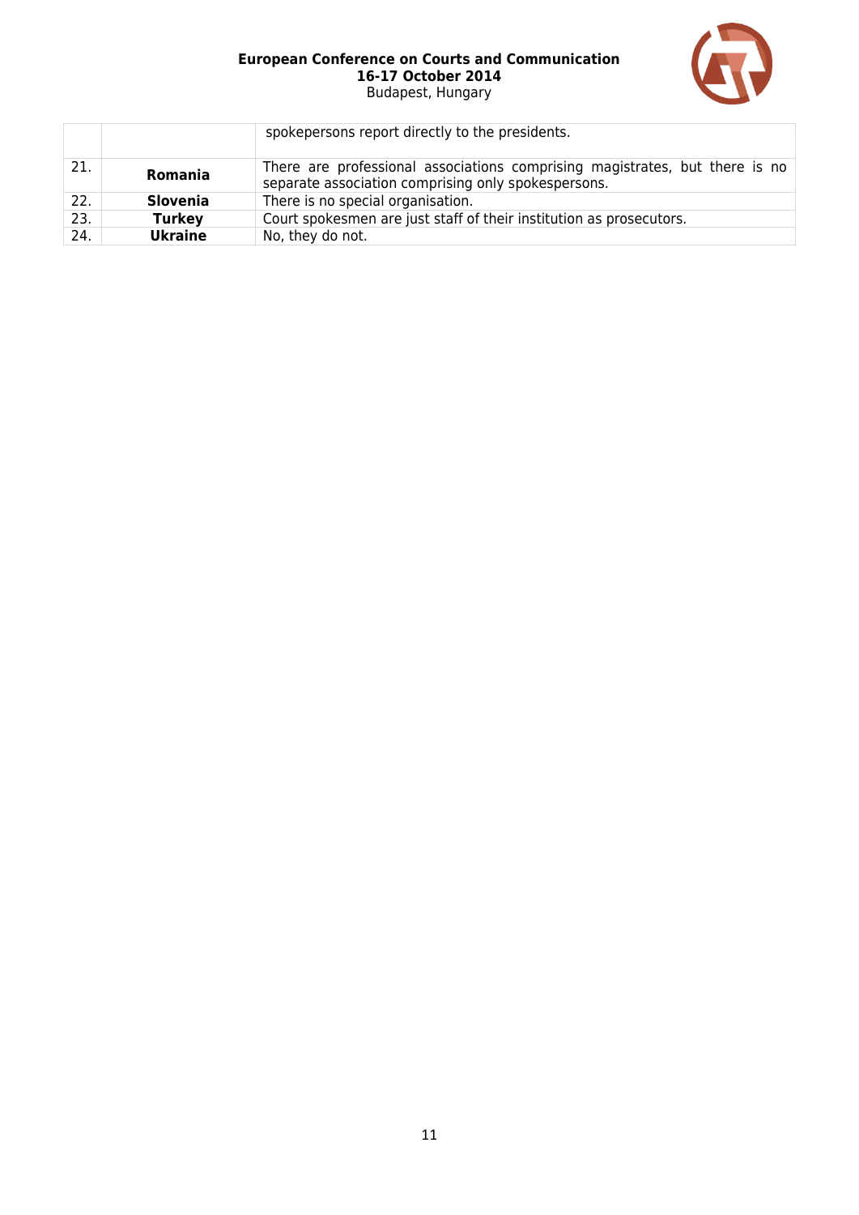| | | |
|---|---|---|
| | | spokepersons report directly to the presidents. |
| 21. | **Romania** | There are professional associations comprising magistrates, but there is no separate association comprising only spokespersons. |
| 22. | **Slovenia** | There is no special organisation. |
| 23. | **Turkey** | Court spokesmen are just staff of their institution as prosecutors. |
| 24. | **Ukraine** | No, they do not. |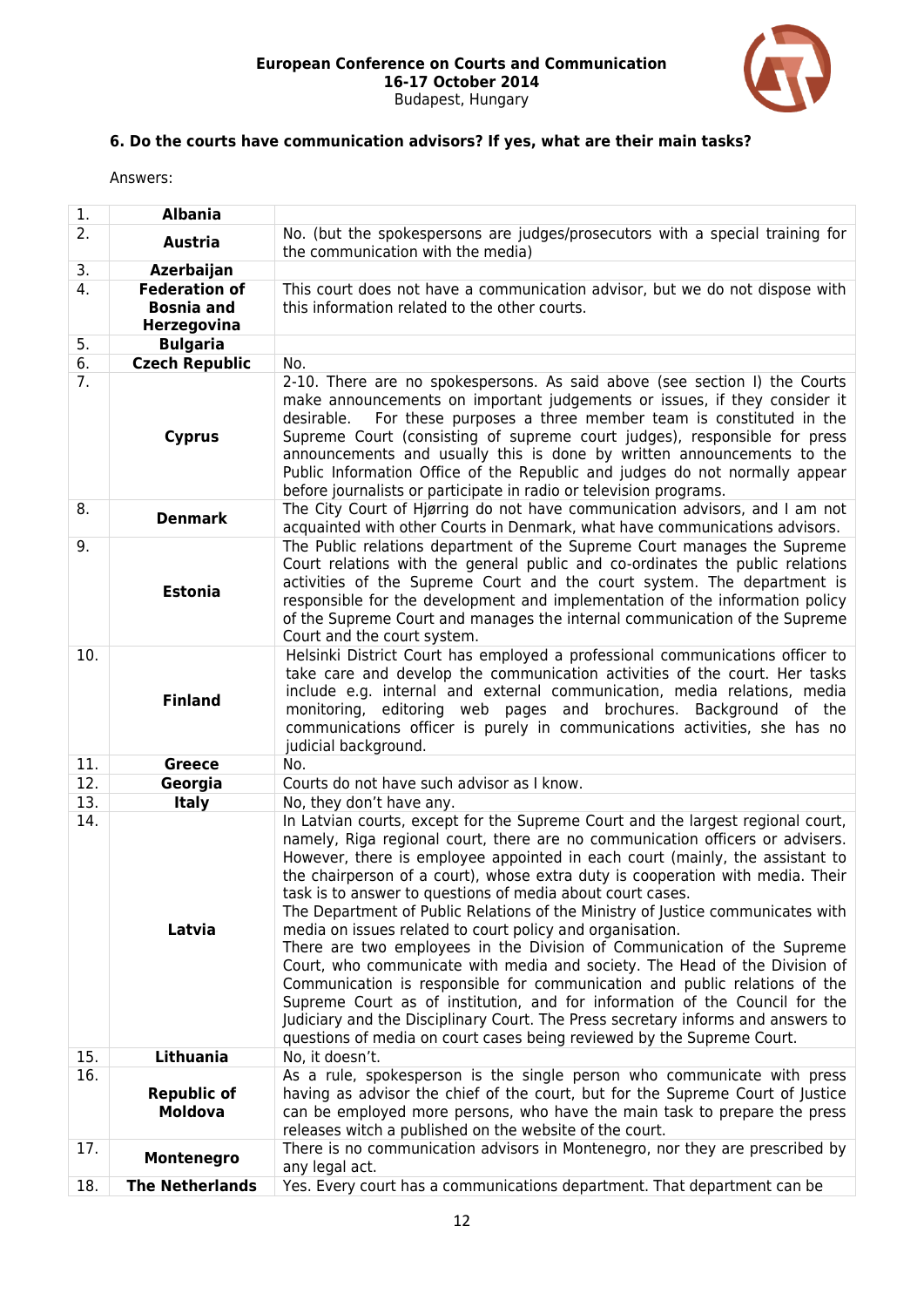### 6. Do the courts have communication advisors? If yes, what are their main tasks?

Answers:

| | | |
|---|---|---|
| 1. | **Albania** | |
| 2. | **Austria** | No. (but the spokespersons are judges/prosecutors with a special training for the communication with the media) |
| 3. | **Azerbaijan** | |
| 4. | **Federation of Bosnia and Herzegovina** | This court does not have a communication advisor, but we do not dispose with this information related to the other courts. |
| 5. | **Bulgaria** | |
| 6. | **Czech Republic** | No. |
| 7. | **Cyprus** | 2-10. There are no spokespersons. As said above (see section I) the Courts make announcements on important judgements or issues, if they consider it desirable. For these purposes a three member team is constituted in the Supreme Court (consisting of supreme court judges), responsible for press announcements and usually this is done by written announcements to the Public Information Office of the Republic and judges do not normally appear before journalists or participate in radio or television programs. |
| 8. | **Denmark** | The City Court of Hjørring do not have communication advisors, and I am not acquainted with other Courts in Denmark, what have communications advisors. |
| 9. | **Estonia** | The Public relations department of the Supreme Court manages the Supreme Court relations with the general public and co-ordinates the public relations activities of the Supreme Court and the court system. The department is responsible for the development and implementation of the information policy of the Supreme Court and manages the internal communication of the Supreme Court and the court system. |
| 10. | **Finland** | Helsinki District Court has employed a professional communications officer to take care and develop the communication activities of the court. Her tasks include e.g. internal and external communication, media relations, media monitoring, editoring web pages and brochures. Background of the communications officer is purely in communications activities, she has no judicial background. |
| 11. | **Greece** | No. |
| 12. | **Georgia** | Courts do not have such advisor as I know. |
| 13. | **Italy** | No, they don't have any. |
| 14. | **Latvia** | In Latvian courts, except for the Supreme Court and the largest regional court, namely, Riga regional court, there are no communication officers or advisers. However, there is employee appointed in each court (mainly, the assistant to the chairperson of a court), whose extra duty is cooperation with media. Their task is to answer to questions of media about court cases.<br>The Department of Public Relations of the Ministry of Justice communicates with media on issues related to court policy and organisation.<br>There are two employees in the Division of Communication of the Supreme Court, who communicate with media and society. The Head of the Division of Communication is responsible for communication and public relations of the Supreme Court as of institution, and for information of the Council for the Judiciary and the Disciplinary Court. The Press secretary informs and answers to questions of media on court cases being reviewed by the Supreme Court. |
| 15. | **Lithuania** | No, it doesn't. |
| 16. | **Republic of Moldova** | As a rule, spokesperson is the single person who communicate with press having as advisor the chief of the court, but for the Supreme Court of Justice can be employed more persons, who have the main task to prepare the press releases witch a published on the website of the court. |
| 17. | **Montenegro** | There is no communication advisors in Montenegro, nor they are prescribed by any legal act. |
| 18. | **The Netherlands** | Yes. Every court has a communications department. That department can be |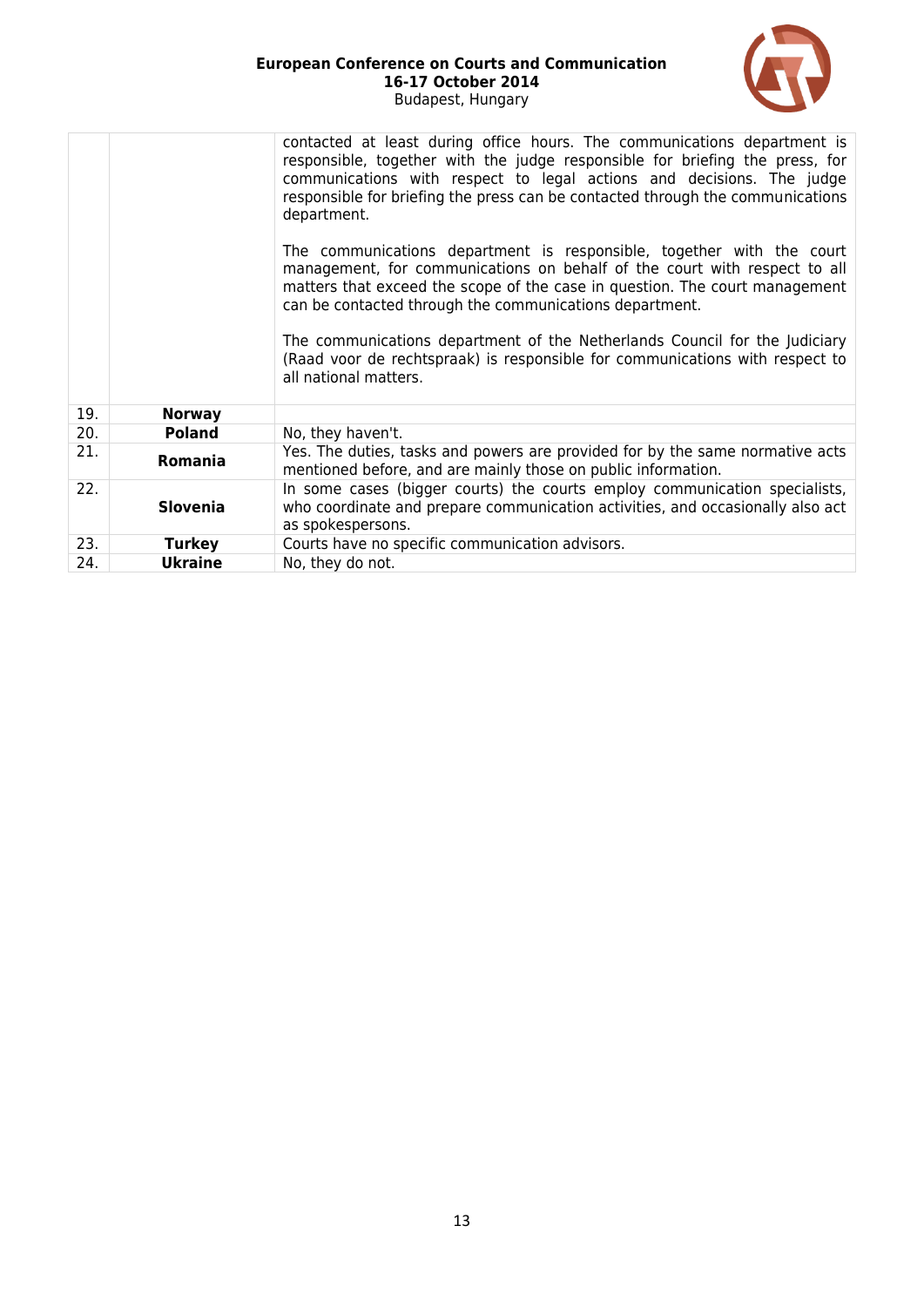| | | |
|---|---|---|
| | | contacted at least during office hours. The communications department is responsible, together with the judge responsible for briefing the press, for communications with respect to legal actions and decisions. The judge responsible for briefing the press can be contacted through the communications department.<br><br>The communications department is responsible, together with the court management, for communications on behalf of the court with respect to all matters that exceed the scope of the case in question. The court management can be contacted through the communications department.<br><br>The communications department of the Netherlands Council for the Judiciary (Raad voor de rechtspraak) is responsible for communications with respect to all national matters. |
| 19. | **Norway** | |
| 20. | **Poland** | No, they haven't. |
| 21. | **Romania** | Yes. The duties, tasks and powers are provided for by the same normative acts mentioned before, and are mainly those on public information. |
| 22. | **Slovenia** | In some cases (bigger courts) the courts employ communication specialists, who coordinate and prepare communication activities, and occasionally also act as spokespersons. |
| 23. | **Turkey** | Courts have no specific communication advisors. |
| 24. | **Ukraine** | No, they do not. |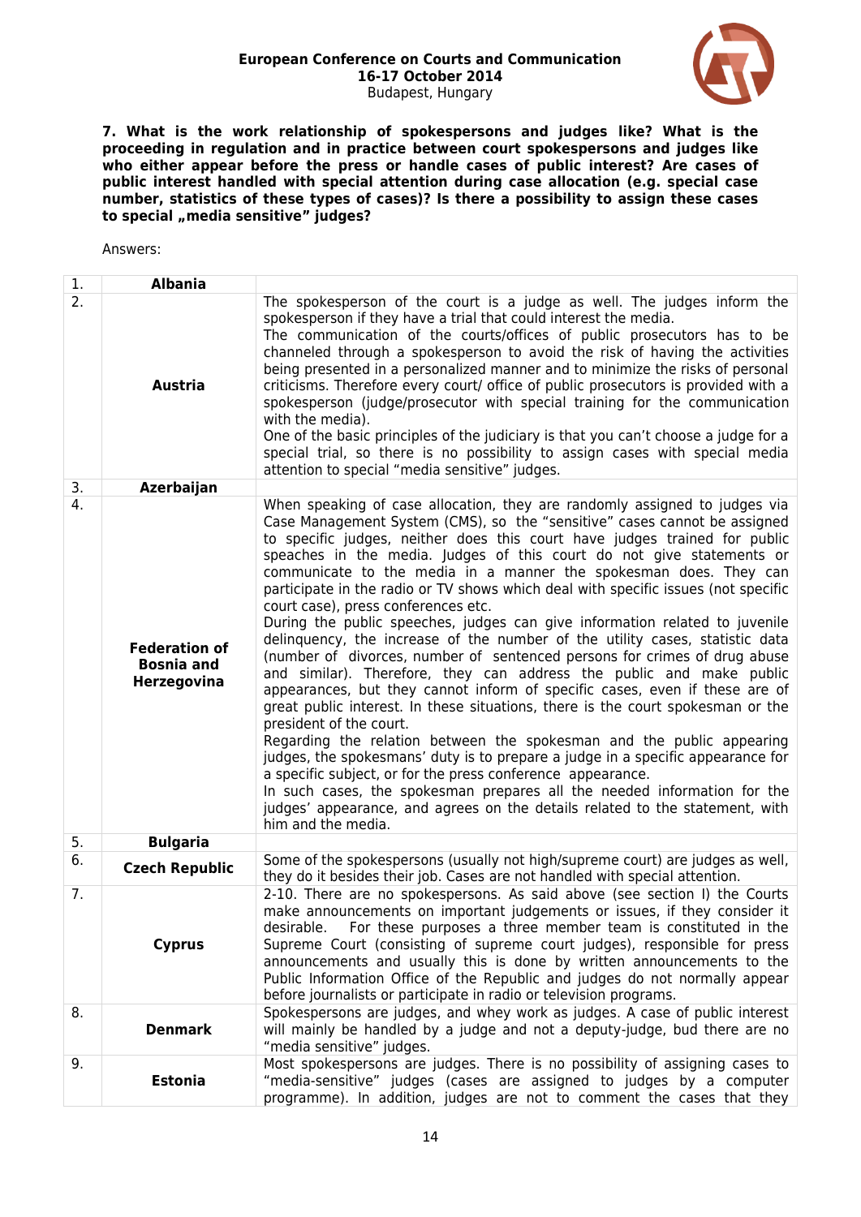**7. What is the work relationship of spokespersons and judges like? What is the proceeding in regulation and in practice between court spokespersons and judges like who either appear before the press or handle cases of public interest? Are cases of public interest handled with special attention during case allocation (e.g. special case number, statistics of these types of cases)? Is there a possibility to assign these cases to special „media sensitive" judges?**

Answers:

| | | |
|---|---|---|
| 1. | **Albania** | |
| 2. | **Austria** | The spokesperson of the court is a judge as well. The judges inform the spokesperson if they have a trial that could interest the media.<br>The communication of the courts/offices of public prosecutors has to be channeled through a spokesperson to avoid the risk of having the activities being presented in a personalized manner and to minimize the risks of personal criticisms. Therefore every court/ office of public prosecutors is provided with a spokesperson (judge/prosecutor with special training for the communication with the media).<br>One of the basic principles of the judiciary is that you can't choose a judge for a special trial, so there is no possibility to assign cases with special media attention to special "media sensitive" judges. |
| 3. | **Azerbaijan** | |
| 4. | **Federation of Bosnia and Herzegovina** | When speaking of case allocation, they are randomly assigned to judges via Case Management System (CMS), so the "sensitive" cases cannot be assigned to specific judges, neither does this court have judges trained for public speaches in the media. Judges of this court do not give statements or communicate to the media in a manner the spokesman does. They can participate in the radio or TV shows which deal with specific issues (not specific court case), press conferences etc.<br>During the public speeches, judges can give information related to juvenile delinquency, the increase of the number of the utility cases, statistic data (number of divorces, number of sentenced persons for crimes of drug abuse and similar). Therefore, they can address the public and make public appearances, but they cannot inform of specific cases, even if these are of great public interest. In these situations, there is the court spokesman or the president of the court.<br>Regarding the relation between the spokesman and the public appearing judges, the spokesmans' duty is to prepare a judge in a specific appearance for a specific subject, or for the press conference appearance.<br>In such cases, the spokesman prepares all the needed information for the judges' appearance, and agrees on the details related to the statement, with him and the media. |
| 5. | **Bulgaria** | |
| 6. | **Czech Republic** | Some of the spokespersons (usually not high/supreme court) are judges as well, they do it besides their job. Cases are not handled with special attention. |
| 7. | **Cyprus** | 2-10. There are no spokespersons. As said above (see section I) the Courts make announcements on important judgements or issues, if they consider it desirable. For these purposes a three member team is constituted in the Supreme Court (consisting of supreme court judges), responsible for press announcements and usually this is done by written announcements to the Public Information Office of the Republic and judges do not normally appear before journalists or participate in radio or television programs. |
| 8. | **Denmark** | Spokespersons are judges, and whey work as judges. A case of public interest will mainly be handled by a judge and not a deputy-judge, bud there are no "media sensitive" judges. |
| 9. | **Estonia** | Most spokespersons are judges. There is no possibility of assigning cases to "media-sensitive" judges (cases are assigned to judges by a computer programme). In addition, judges are not to comment the cases that they |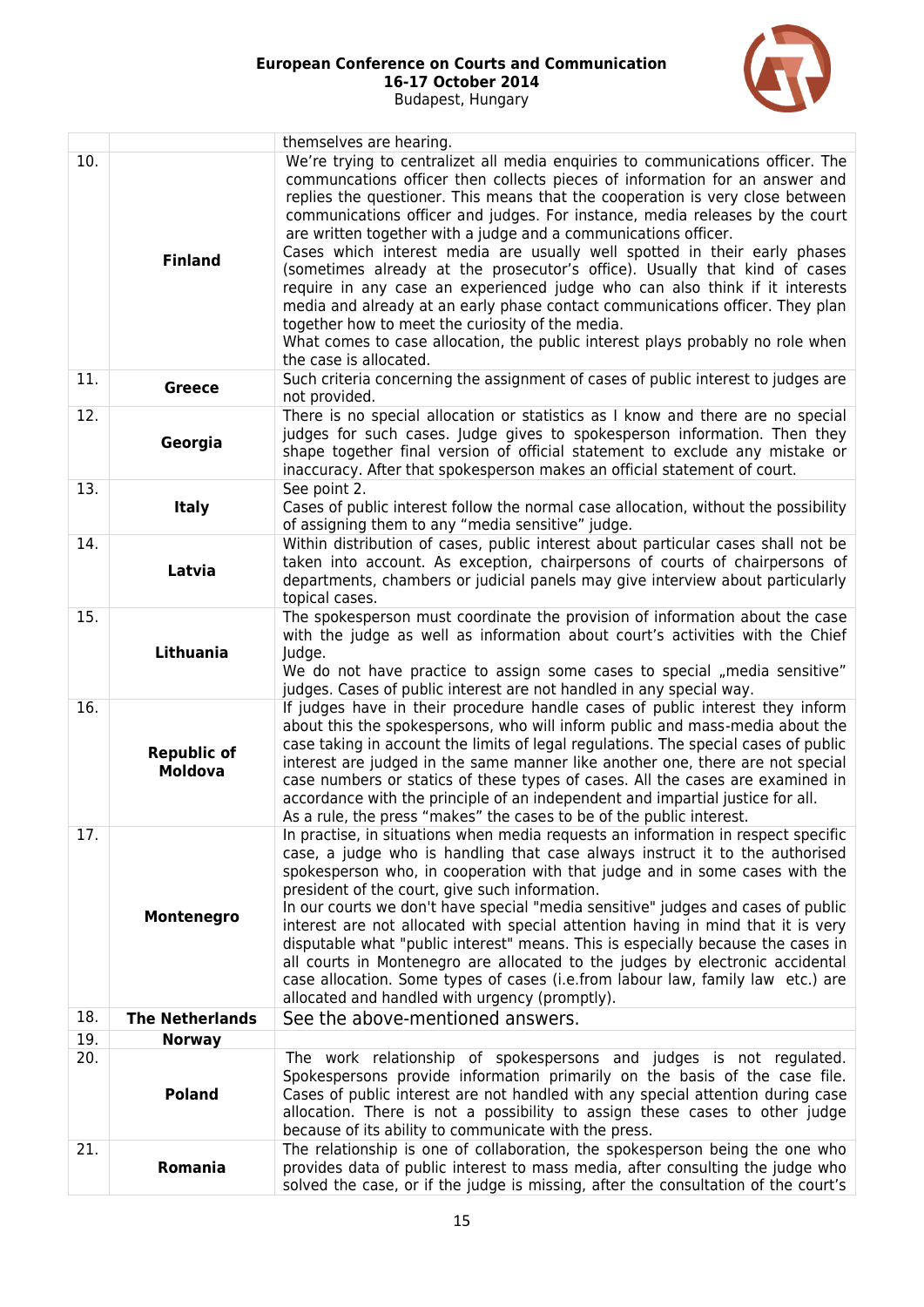| | | |
|---|---|---|
| | | themselves are hearing. |
| 10. | **Finland** | We're trying to centralizet all media enquiries to communications officer. The communcations officer then collects pieces of information for an answer and replies the questioner. This means that the cooperation is very close between communications officer and judges. For instance, media releases by the court are written together with a judge and a communications officer.<br>Cases which interest media are usually well spotted in their early phases (sometimes already at the prosecutor's office). Usually that kind of cases require in any case an experienced judge who can also think if it interests media and already at an early phase contact communications officer. They plan together how to meet the curiosity of the media.<br>What comes to case allocation, the public interest plays probably no role when the case is allocated. |
| 11. | **Greece** | Such criteria concerning the assignment of cases of public interest to judges are not provided. |
| 12. | **Georgia** | There is no special allocation or statistics as I know and there are no special judges for such cases. Judge gives to spokesperson information. Then they shape together final version of official statement to exclude any mistake or inaccuracy. After that spokesperson makes an official statement of court. |
| 13. | **Italy** | See point 2.<br>Cases of public interest follow the normal case allocation, without the possibility of assigning them to any "media sensitive" judge. |
| 14. | **Latvia** | Within distribution of cases, public interest about particular cases shall not be taken into account. As exception, chairpersons of courts of chairpersons of departments, chambers or judicial panels may give interview about particularly topical cases. |
| 15. | **Lithuania** | The spokesperson must coordinate the provision of information about the case with the judge as well as information about court's activities with the Chief Judge.<br>We do not have practice to assign some cases to special „media sensitive" judges. Cases of public interest are not handled in any special way. |
| 16. | **Republic of Moldova** | If judges have in their procedure handle cases of public interest they inform about this the spokespersons, who will inform public and mass-media about the case taking in account the limits of legal regulations. The special cases of public interest are judged in the same manner like another one, there are not special case numbers or statics of these types of cases. All the cases are examined in accordance with the principle of an independent and impartial justice for all.<br>As a rule, the press "makes" the cases to be of the public interest. |
| 17. | **Montenegro** | In practise, in situations when media requests an information in respect specific case, a judge who is handling that case always instruct it to the authorised spokesperson who, in cooperation with that judge and in some cases with the president of the court, give such information.<br>In our courts we don't have special "media sensitive" judges and cases of public interest are not allocated with special attention having in mind that it is very disputable what "public interest" means. This is especially because the cases in all courts in Montenegro are allocated to the judges by electronic accidental case allocation. Some types of cases (i.e.from labour law, family law etc.) are allocated and handled with urgency (promptly). |
| 18. | **The Netherlands** | See the above-mentioned answers. |
| 19. | **Norway** | |
| 20. | **Poland** | The work relationship of spokespersons and judges is not regulated. Spokespersons provide information primarily on the basis of the case file. Cases of public interest are not handled with any special attention during case allocation. There is not a possibility to assign these cases to other judge because of its ability to communicate with the press. |
| 21. | **Romania** | The relationship is one of collaboration, the spokesperson being the one who provides data of public interest to mass media, after consulting the judge who solved the case, or if the judge is missing, after the consultation of the court's |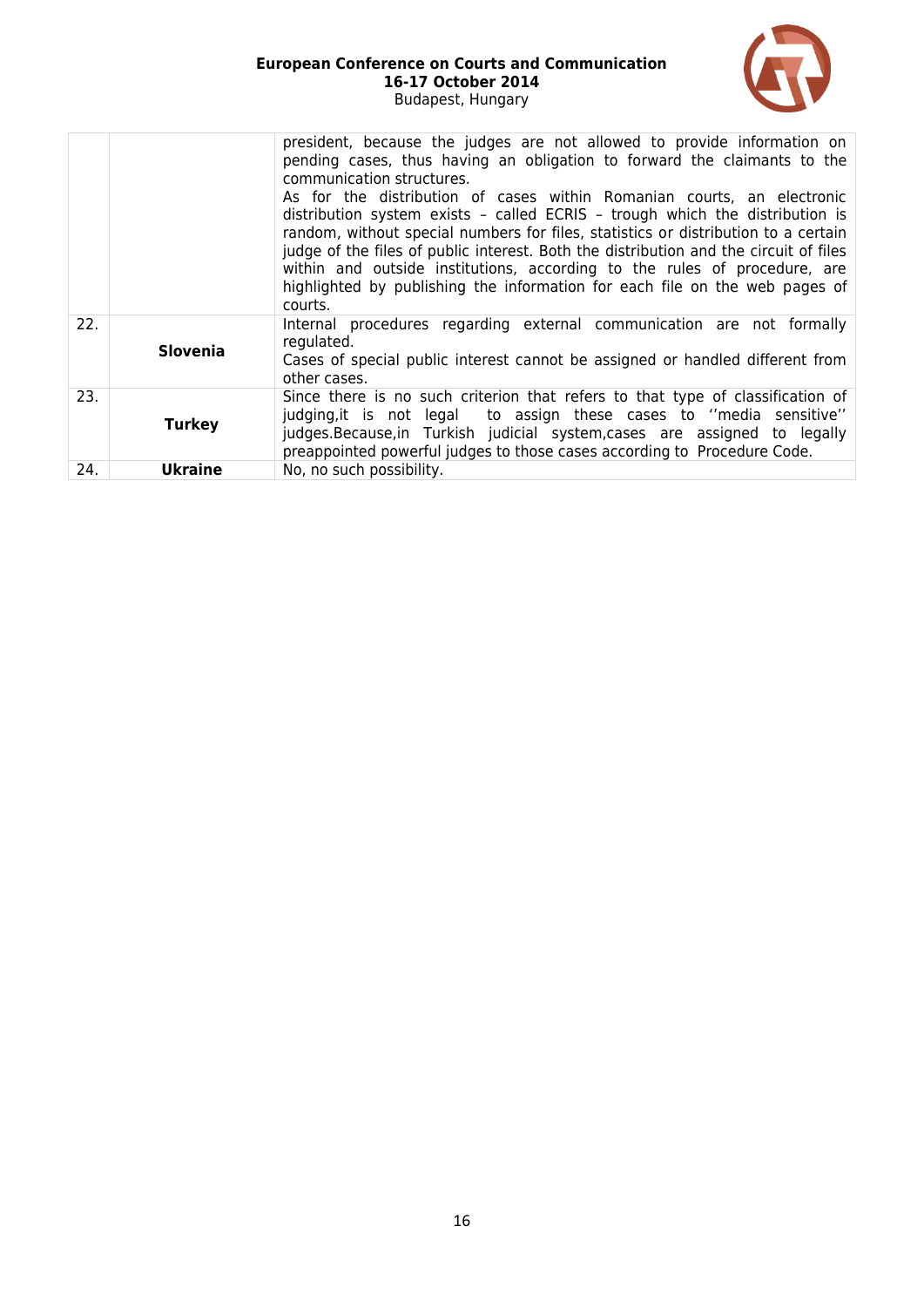| | | |
|---|---|---|
| | | president, because the judges are not allowed to provide information on pending cases, thus having an obligation to forward the claimants to the communication structures. As for the distribution of cases within Romanian courts, an electronic distribution system exists – called ECRIS – trough which the distribution is random, without special numbers for files, statistics or distribution to a certain judge of the files of public interest. Both the distribution and the circuit of files within and outside institutions, according to the rules of procedure, are highlighted by publishing the information for each file on the web pages of courts. |
| 22. | **Slovenia** | Internal procedures regarding external communication are not formally regulated. Cases of special public interest cannot be assigned or handled different from other cases. |
| 23. | **Turkey** | Since there is no such criterion that refers to that type of classification of judging,it is not legal to assign these cases to ''media sensitive'' judges.Because,in Turkish judicial system,cases are assigned to legally preappointed powerful judges to those cases according to Procedure Code. |
| 24. | **Ukraine** | No, no such possibility. |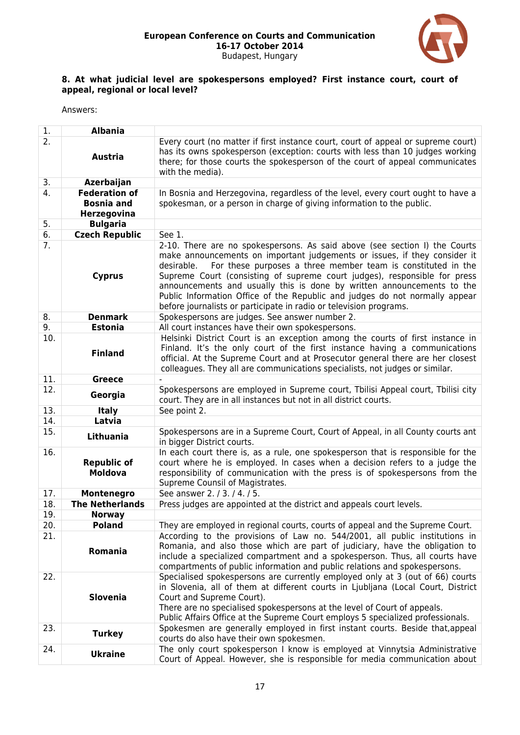**8. At what judicial level are spokespersons employed? First instance court, court of appeal, regional or local level?**

Answers:

| | | |
|---|---|---|
| 1. | **Albania** | |
| 2. | **Austria** | Every court (no matter if first instance court, court of appeal or supreme court) has its owns spokesperson (exception: courts with less than 10 judges working there; for those courts the spokesperson of the court of appeal communicates with the media). |
| 3. | **Azerbaijan** | |
| 4. | **Federation of Bosnia and Herzegovina** | In Bosnia and Herzegovina, regardless of the level, every court ought to have a spokesman, or a person in charge of giving information to the public. |
| 5. | **Bulgaria** | |
| 6. | **Czech Republic** | See 1. |
| 7. | **Cyprus** | 2-10. There are no spokespersons. As said above (see section I) the Courts make announcements on important judgements or issues, if they consider it desirable. For these purposes a three member team is constituted in the Supreme Court (consisting of supreme court judges), responsible for press announcements and usually this is done by written announcements to the Public Information Office of the Republic and judges do not normally appear before journalists or participate in radio or television programs. |
| 8. | **Denmark** | Spokespersons are judges. See answer number 2. |
| 9. | **Estonia** | All court instances have their own spokespersons. |
| 10. | **Finland** | Helsinki District Court is an exception among the courts of first instance in Finland. It's the only court of the first instance having a communications official. At the Supreme Court and at Prosecutor general there are her closest colleagues. They all are communications specialists, not judges or similar. |
| 11. | **Greece** | - |
| 12. | **Georgia** | Spokespersons are employed in Supreme court, Tbilisi Appeal court, Tbilisi city court. They are in all instances but not in all district courts. |
| 13. | **Italy** | See point 2. |
| 14. | **Latvia** | |
| 15. | **Lithuania** | Spokespersons are in a Supreme Court, Court of Appeal, in all County courts ant in bigger District courts. |
| 16. | **Republic of Moldova** | In each court there is, as a rule, one spokesperson that is responsible for the court where he is employed. In cases when a decision refers to a judge the responsibility of communication with the press is of spokespersons from the Supreme Counsil of Magistrates. |
| 17. | **Montenegro** | See answer 2. / 3. / 4. / 5. |
| 18. | **The Netherlands** | Press judges are appointed at the district and appeals court levels. |
| 19. | **Norway** | |
| 20. | **Poland** | They are employed in regional courts, courts of appeal and the Supreme Court. |
| 21. | **Romania** | According to the provisions of Law no. 544/2001, all public institutions in Romania, and also those which are part of judiciary, have the obligation to include a specialized compartment and a spokesperson. Thus, all courts have compartments of public information and public relations and spokespersons. |
| 22. | **Slovenia** | Specialised spokespersons are currently employed only at 3 (out of 66) courts in Slovenia, all of them at different courts in Ljubljana (Local Court, District Court and Supreme Court).<br>There are no specialised spokespersons at the level of Court of appeals.<br>Public Affairs Office at the Supreme Court employs 5 specialized professionals. |
| 23. | **Turkey** | Spokesmen are generally employed in first instant courts. Beside that,appeal courts do also have their own spokesmen. |
| 24. | **Ukraine** | The only court spokesperson I know is employed at Vinnytsia Administrative Court of Appeal. However, she is responsible for media communication about |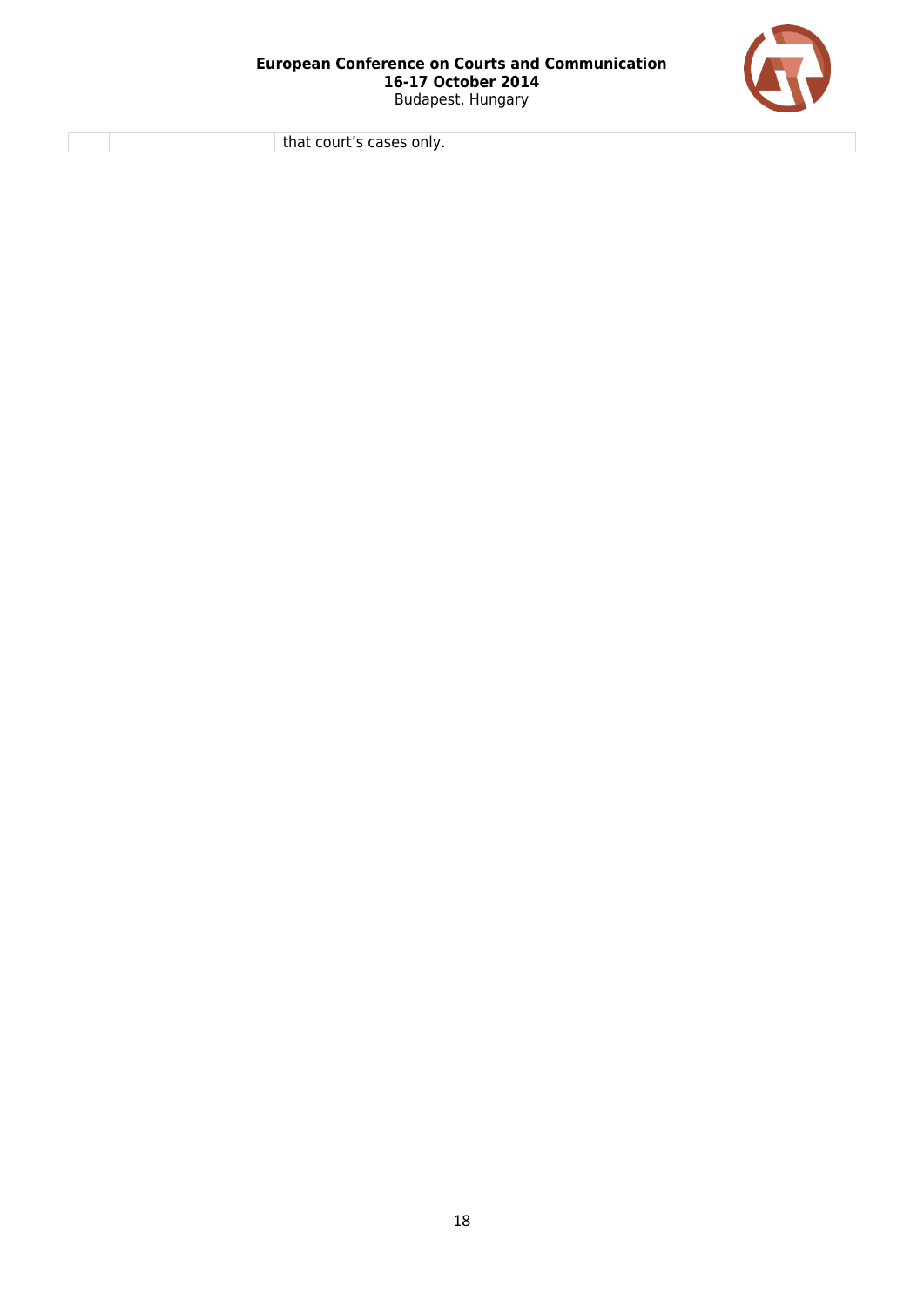|  |  | that court's cases only. |
|---|---|---|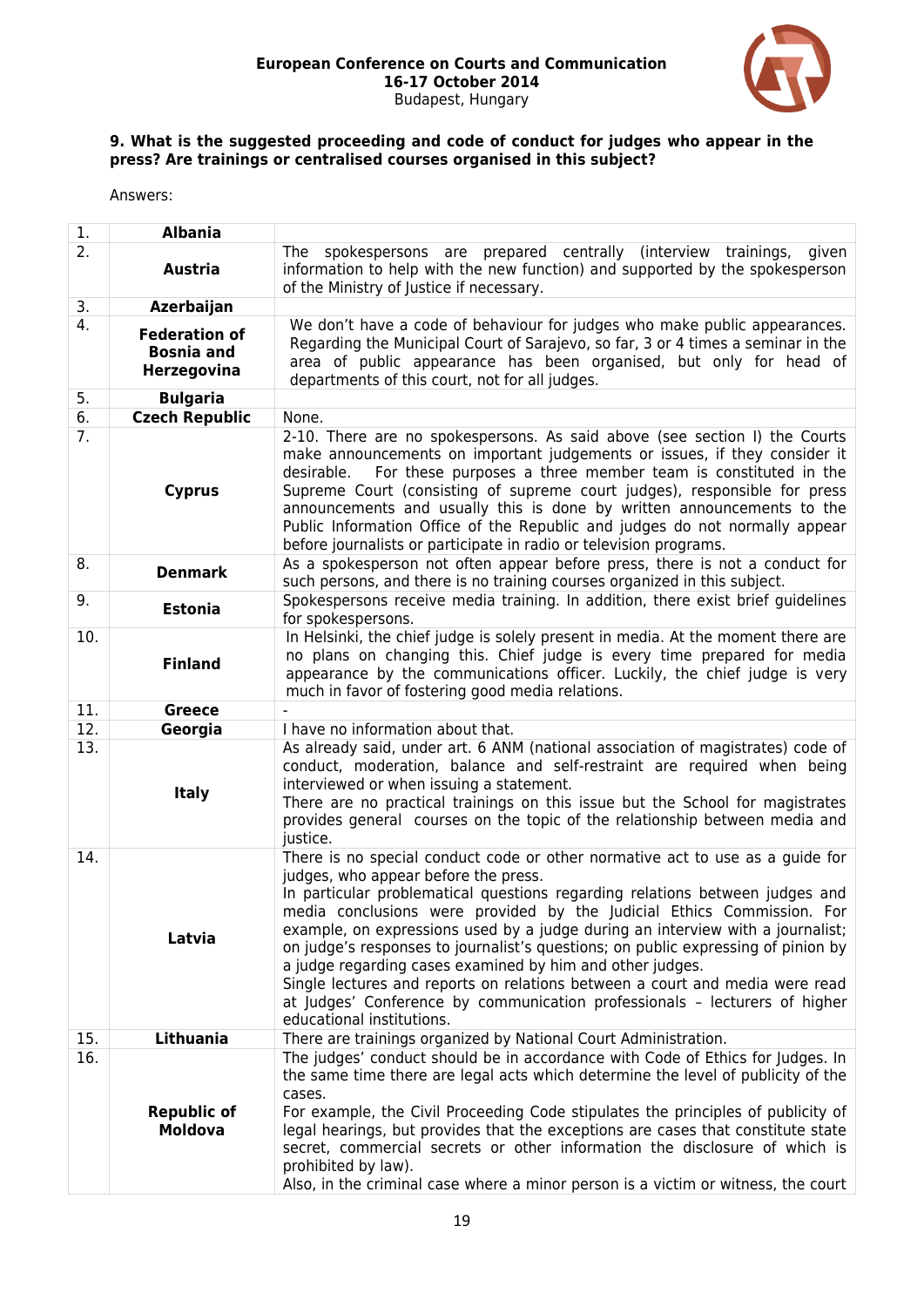### 9. What is the suggested proceeding and code of conduct for judges who appear in the press? Are trainings or centralised courses organised in this subject?

Answers:

| | | |
|---|---|---|
| 1. | **Albania** | |
| 2. | **Austria** | The spokespersons are prepared centrally (interview trainings, given information to help with the new function) and supported by the spokesperson of the Ministry of Justice if necessary. |
| 3. | **Azerbaijan** | |
| 4. | **Federation of Bosnia and Herzegovina** | We don't have a code of behaviour for judges who make public appearances. Regarding the Municipal Court of Sarajevo, so far, 3 or 4 times a seminar in the area of public appearance has been organised, but only for head of departments of this court, not for all judges. |
| 5. | **Bulgaria** | |
| 6. | **Czech Republic** | None. |
| 7. | **Cyprus** | 2-10. There are no spokespersons. As said above (see section I) the Courts make announcements on important judgements or issues, if they consider it desirable. For these purposes a three member team is constituted in the Supreme Court (consisting of supreme court judges), responsible for press announcements and usually this is done by written announcements to the Public Information Office of the Republic and judges do not normally appear before journalists or participate in radio or television programs. |
| 8. | **Denmark** | As a spokesperson not often appear before press, there is not a conduct for such persons, and there is no training courses organized in this subject. |
| 9. | **Estonia** | Spokespersons receive media training. In addition, there exist brief guidelines for spokespersons. |
| 10. | **Finland** | In Helsinki, the chief judge is solely present in media. At the moment there are no plans on changing this. Chief judge is every time prepared for media appearance by the communications officer. Luckily, the chief judge is very much in favor of fostering good media relations. |
| 11. | **Greece** | - |
| 12. | **Georgia** | I have no information about that. |
| 13. | **Italy** | As already said, under art. 6 ANM (national association of magistrates) code of conduct, moderation, balance and self-restraint are required when being interviewed or when issuing a statement.<br>There are no practical trainings on this issue but the School for magistrates provides general courses on the topic of the relationship between media and justice. |
| 14. | **Latvia** | There is no special conduct code or other normative act to use as a guide for judges, who appear before the press.<br>In particular problematical questions regarding relations between judges and media conclusions were provided by the Judicial Ethics Commission. For example, on expressions used by a judge during an interview with a journalist; on judge's responses to journalist's questions; on public expressing of pinion by a judge regarding cases examined by him and other judges.<br>Single lectures and reports on relations between a court and media were read at Judges' Conference by communication professionals – lecturers of higher educational institutions. |
| 15. | **Lithuania** | There are trainings organized by National Court Administration. |
| 16. | **Republic of Moldova** | The judges' conduct should be in accordance with Code of Ethics for Judges. In the same time there are legal acts which determine the level of publicity of the cases.<br>For example, the Civil Proceeding Code stipulates the principles of publicity of legal hearings, but provides that the exceptions are cases that constitute state secret, commercial secrets or other information the disclosure of which is prohibited by law).<br>Also, in the criminal case where a minor person is a victim or witness, the court |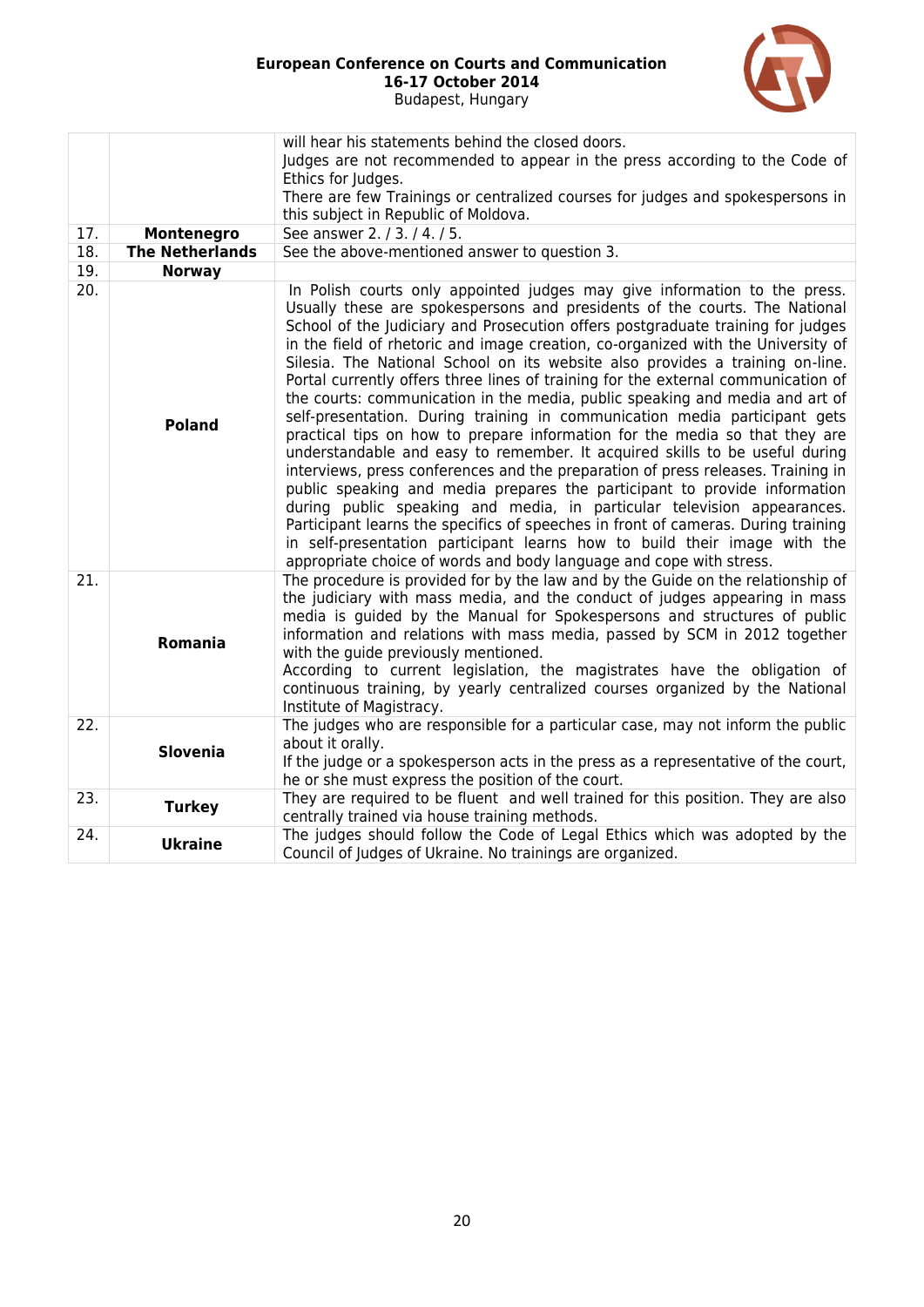|  |  |  |
|---|---|---|
|  |  | will hear his statements behind the closed doors. Judges are not recommended to appear in the press according to the Code of Ethics for Judges. There are few Trainings or centralized courses for judges and spokespersons in this subject in Republic of Moldova. |
| 17. | **Montenegro** | See answer 2. / 3. / 4. / 5. |
| 18. | **The Netherlands** | See the above-mentioned answer to question 3. |
| 19. | **Norway** |  |
| 20. | **Poland** | In Polish courts only appointed judges may give information to the press. Usually these are spokespersons and presidents of the courts. The National School of the Judiciary and Prosecution offers postgraduate training for judges in the field of rhetoric and image creation, co-organized with the University of Silesia. The National School on its website also provides a training on-line. Portal currently offers three lines of training for the external communication of the courts: communication in the media, public speaking and media and art of self-presentation. During training in communication media participant gets practical tips on how to prepare information for the media so that they are understandable and easy to remember. It acquired skills to be useful during interviews, press conferences and the preparation of press releases. Training in public speaking and media prepares the participant to provide information during public speaking and media, in particular television appearances. Participant learns the specifics of speeches in front of cameras. During training in self-presentation participant learns how to build their image with the appropriate choice of words and body language and cope with stress. |
| 21. | **Romania** | The procedure is provided for by the law and by the Guide on the relationship of the judiciary with mass media, and the conduct of judges appearing in mass media is guided by the Manual for Spokespersons and structures of public information and relations with mass media, passed by SCM in 2012 together with the guide previously mentioned. According to current legislation, the magistrates have the obligation of continuous training, by yearly centralized courses organized by the National Institute of Magistracy. |
| 22. | **Slovenia** | The judges who are responsible for a particular case, may not inform the public about it orally. If the judge or a spokesperson acts in the press as a representative of the court, he or she must express the position of the court. |
| 23. | **Turkey** | They are required to be fluent and well trained for this position. They are also centrally trained via house training methods. |
| 24. | **Ukraine** | The judges should follow the Code of Legal Ethics which was adopted by the Council of Judges of Ukraine. No trainings are organized. |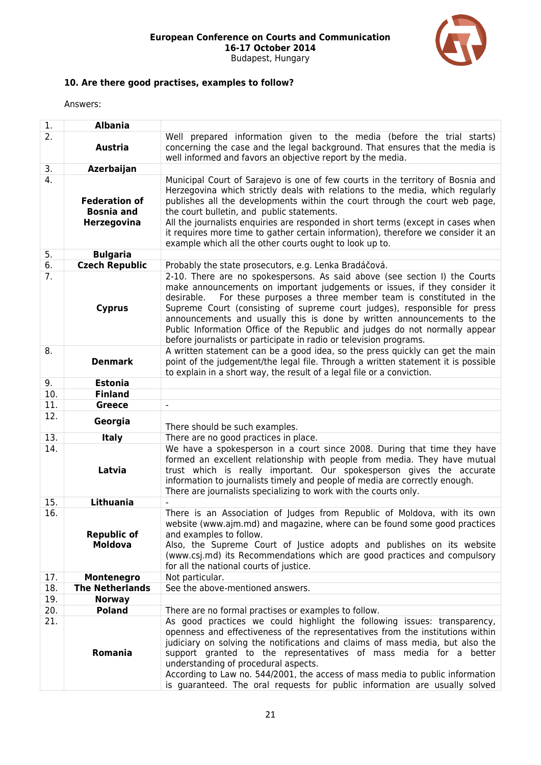### 10. Are there good practises, examples to follow?

Answers:

| | | |
|---|---|---|
| 1. | **Albania** | |
| 2. | **Austria** | Well prepared information given to the media (before the trial starts) concerning the case and the legal background. That ensures that the media is well informed and favors an objective report by the media. |
| 3. | **Azerbaijan** | |
| 4. | **Federation of Bosnia and Herzegovina** | Municipal Court of Sarajevo is one of few courts in the territory of Bosnia and Herzegovina which strictly deals with relations to the media, which regularly publishes all the developments within the court through the court web page, the court bulletin, and public statements.<br>All the journalists enquiries are responded in short terms (except in cases when it requires more time to gather certain information), therefore we consider it an example which all the other courts ought to look up to. |
| 5. | **Bulgaria** | |
| 6. | **Czech Republic** | Probably the state prosecutors, e.g. Lenka Bradáčová. |
| 7. | **Cyprus** | 2-10. There are no spokespersons. As said above (see section I) the Courts make announcements on important judgements or issues, if they consider it desirable. For these purposes a three member team is constituted in the Supreme Court (consisting of supreme court judges), responsible for press announcements and usually this is done by written announcements to the Public Information Office of the Republic and judges do not normally appear before journalists or participate in radio or television programs. |
| 8. | **Denmark** | A written statement can be a good idea, so the press quickly can get the main point of the judgement/the legal file. Through a written statement it is possible to explain in a short way, the result of a legal file or a conviction. |
| 9. | **Estonia** | |
| 10. | **Finland** | |
| 11. | **Greece** | - |
| 12. | **Georgia** | There should be such examples. |
| 13. | **Italy** | There are no good practices in place. |
| 14. | **Latvia** | We have a spokesperson in a court since 2008. During that time they have formed an excellent relationship with people from media. They have mutual trust which is really important. Our spokesperson gives the accurate information to journalists timely and people of media are correctly enough.<br>There are journalists specializing to work with the courts only. |
| 15. | **Lithuania** | - |
| 16. | **Republic of Moldova** | There is an Association of Judges from Republic of Moldova, with its own website (www.ajm.md) and magazine, where can be found some good practices and examples to follow.<br>Also, the Supreme Court of Justice adopts and publishes on its website (www.csj.md) its Recommendations which are good practices and compulsory for all the national courts of justice. |
| 17. | **Montenegro** | Not particular. |
| 18. | **The Netherlands** | See the above-mentioned answers. |
| 19. | **Norway** | |
| 20. | **Poland** | There are no formal practises or examples to follow. |
| 21. | **Romania** | As good practices we could highlight the following issues: transparency, openness and effectiveness of the representatives from the institutions within judiciary on solving the notifications and claims of mass media, but also the support granted to the representatives of mass media for a better understanding of procedural aspects.<br>According to Law no. 544/2001, the access of mass media to public information is guaranteed. The oral requests for public information are usually solved |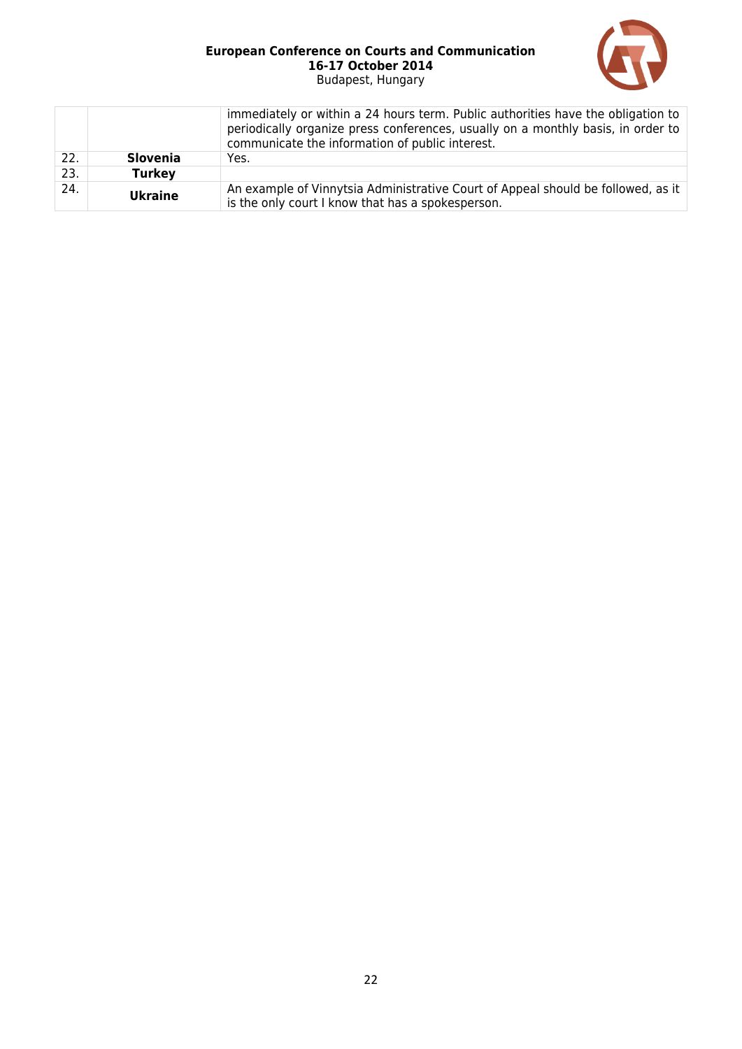| | | |
|---|---|---|
| | | immediately or within a 24 hours term. Public authorities have the obligation to periodically organize press conferences, usually on a monthly basis, in order to communicate the information of public interest. |
| 22. | **Slovenia** | Yes. |
| 23. | **Turkey** | |
| 24. | **Ukraine** | An example of Vinnytsia Administrative Court of Appeal should be followed, as it is the only court I know that has a spokesperson. |